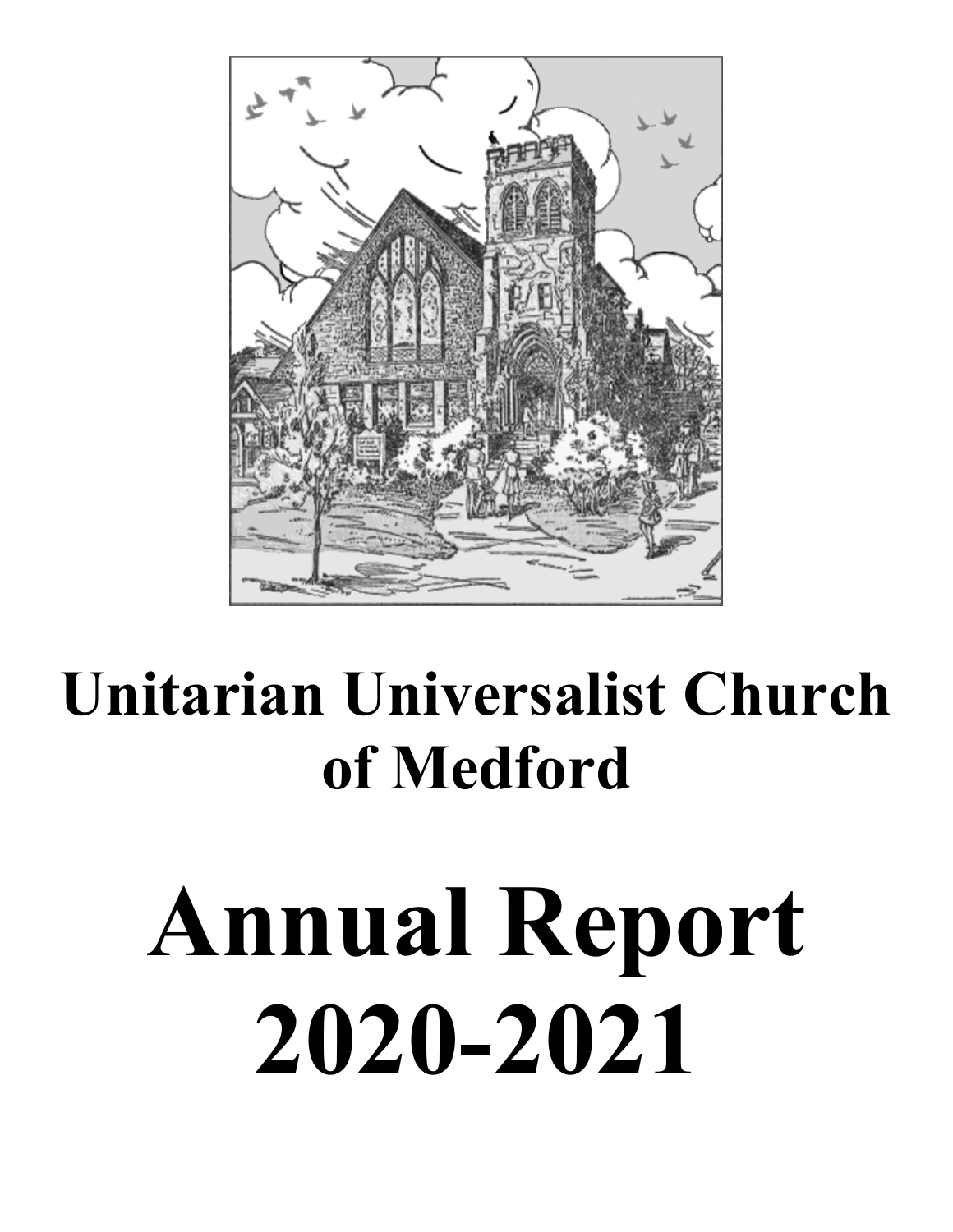# Unitarian Universalist Church of Medford

# Annual Report 2020-2021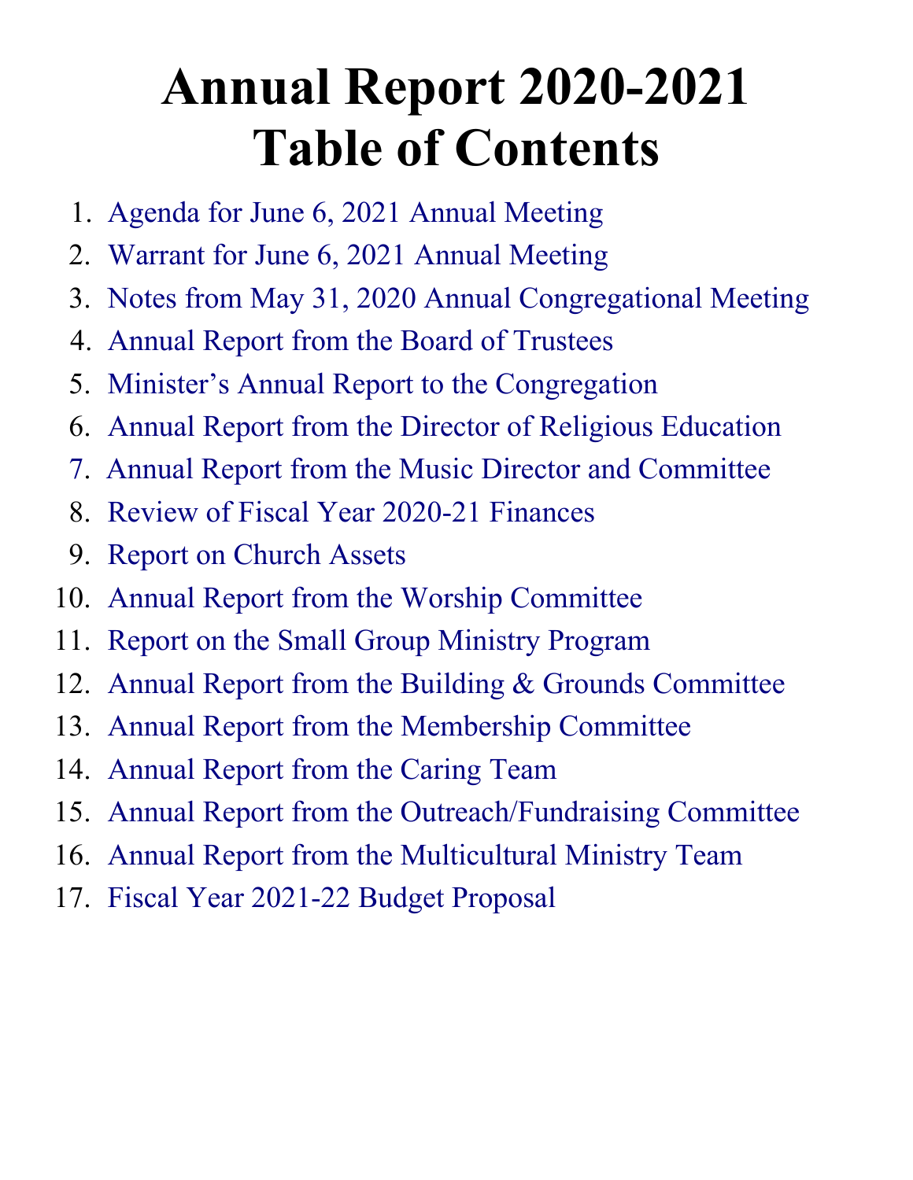# Annual Report 2020-2021
# Table of Contents

1. Agenda for June 6, 2021 Annual Meeting
2. Warrant for June 6, 2021 Annual Meeting
3. Notes from May 31, 2020 Annual Congregational Meeting
4. Annual Report from the Board of Trustees
5. Minister's Annual Report to the Congregation
6. Annual Report from the Director of Religious Education
7. Annual Report from the Music Director and Committee
8. Review of Fiscal Year 2020-21 Finances
9. Report on Church Assets
10. Annual Report from the Worship Committee
11. Report on the Small Group Ministry Program
12. Annual Report from the Building & Grounds Committee
13. Annual Report from the Membership Committee
14. Annual Report from the Caring Team
15. Annual Report from the Outreach/Fundraising Committee
16. Annual Report from the Multicultural Ministry Team
17. Fiscal Year 2021-22 Budget Proposal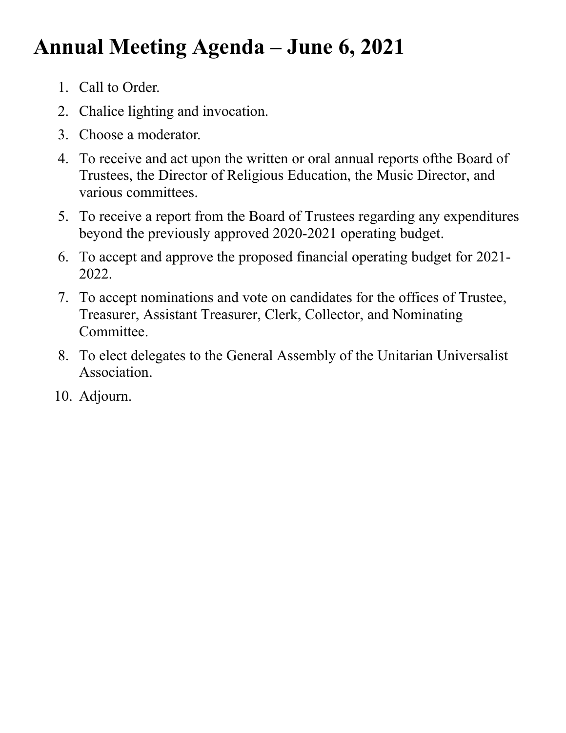# Annual Meeting Agenda – June 6, 2021

1. Call to Order.
2. Chalice lighting and invocation.
3. Choose a moderator.
4. To receive and act upon the written or oral annual reports ofthe Board of Trustees, the Director of Religious Education, the Music Director, and various committees.
5. To receive a report from the Board of Trustees regarding any expenditures beyond the previously approved 2020-2021 operating budget.
6. To accept and approve the proposed financial operating budget for 2021-2022.
7. To accept nominations and vote on candidates for the offices of Trustee, Treasurer, Assistant Treasurer, Clerk, Collector, and Nominating Committee.
8. To elect delegates to the General Assembly of the Unitarian Universalist Association.

10. Adjourn.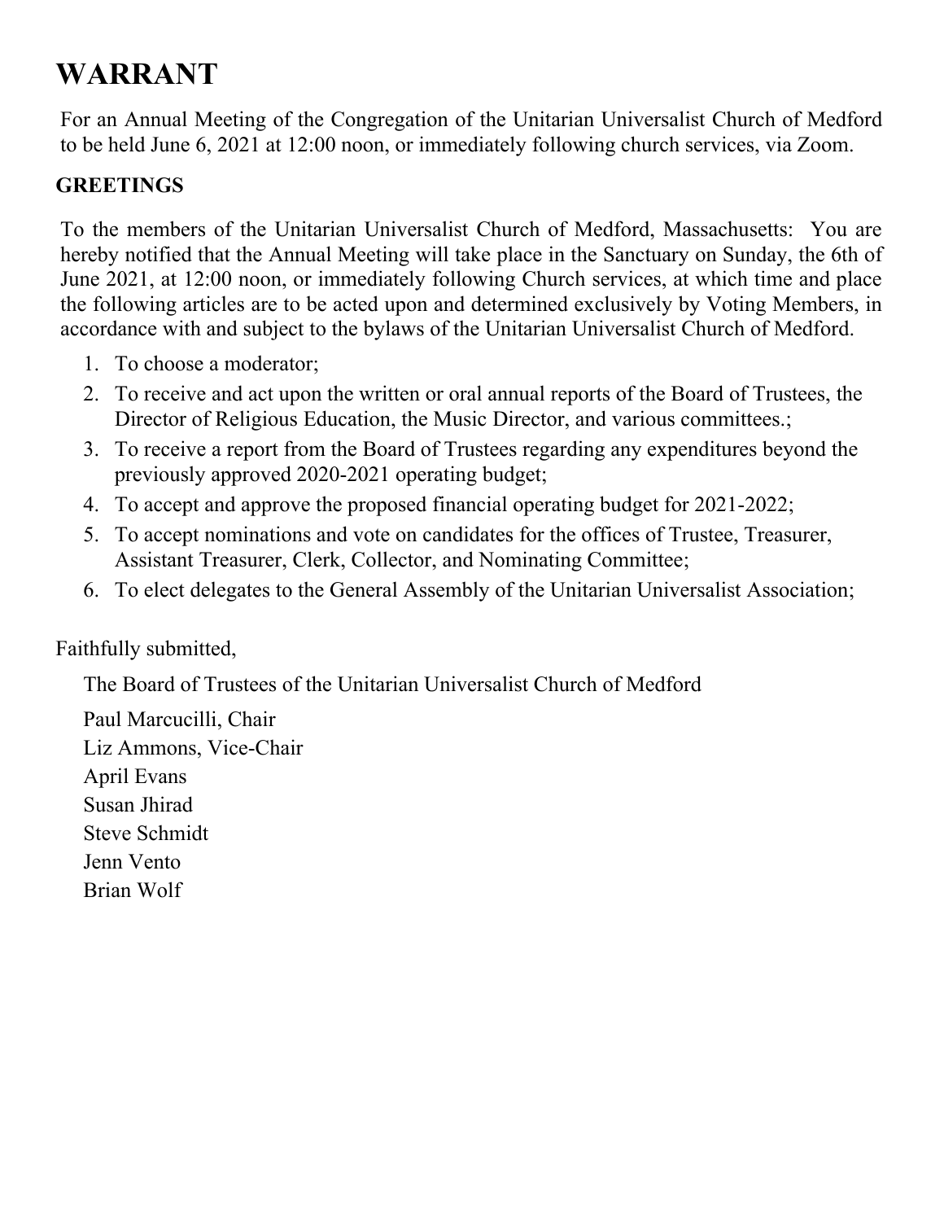# WARRANT

For an Annual Meeting of the Congregation of the Unitarian Universalist Church of Medford to be held June 6, 2021 at 12:00 noon, or immediately following church services, via Zoom.

**GREETINGS**

To the members of the Unitarian Universalist Church of Medford, Massachusetts: You are hereby notified that the Annual Meeting will take place in the Sanctuary on Sunday, the 6th of June 2021, at 12:00 noon, or immediately following Church services, at which time and place the following articles are to be acted upon and determined exclusively by Voting Members, in accordance with and subject to the bylaws of the Unitarian Universalist Church of Medford.

1. To choose a moderator;
2. To receive and act upon the written or oral annual reports of the Board of Trustees, the Director of Religious Education, the Music Director, and various committees.;
3. To receive a report from the Board of Trustees regarding any expenditures beyond the previously approved 2020-2021 operating budget;
4. To accept and approve the proposed financial operating budget for 2021-2022;
5. To accept nominations and vote on candidates for the offices of Trustee, Treasurer, Assistant Treasurer, Clerk, Collector, and Nominating Committee;
6. To elect delegates to the General Assembly of the Unitarian Universalist Association;

Faithfully submitted,

The Board of Trustees of the Unitarian Universalist Church of Medford

Paul Marcucilli, Chair
Liz Ammons, Vice-Chair
April Evans
Susan Jhirad
Steve Schmidt
Jenn Vento
Brian Wolf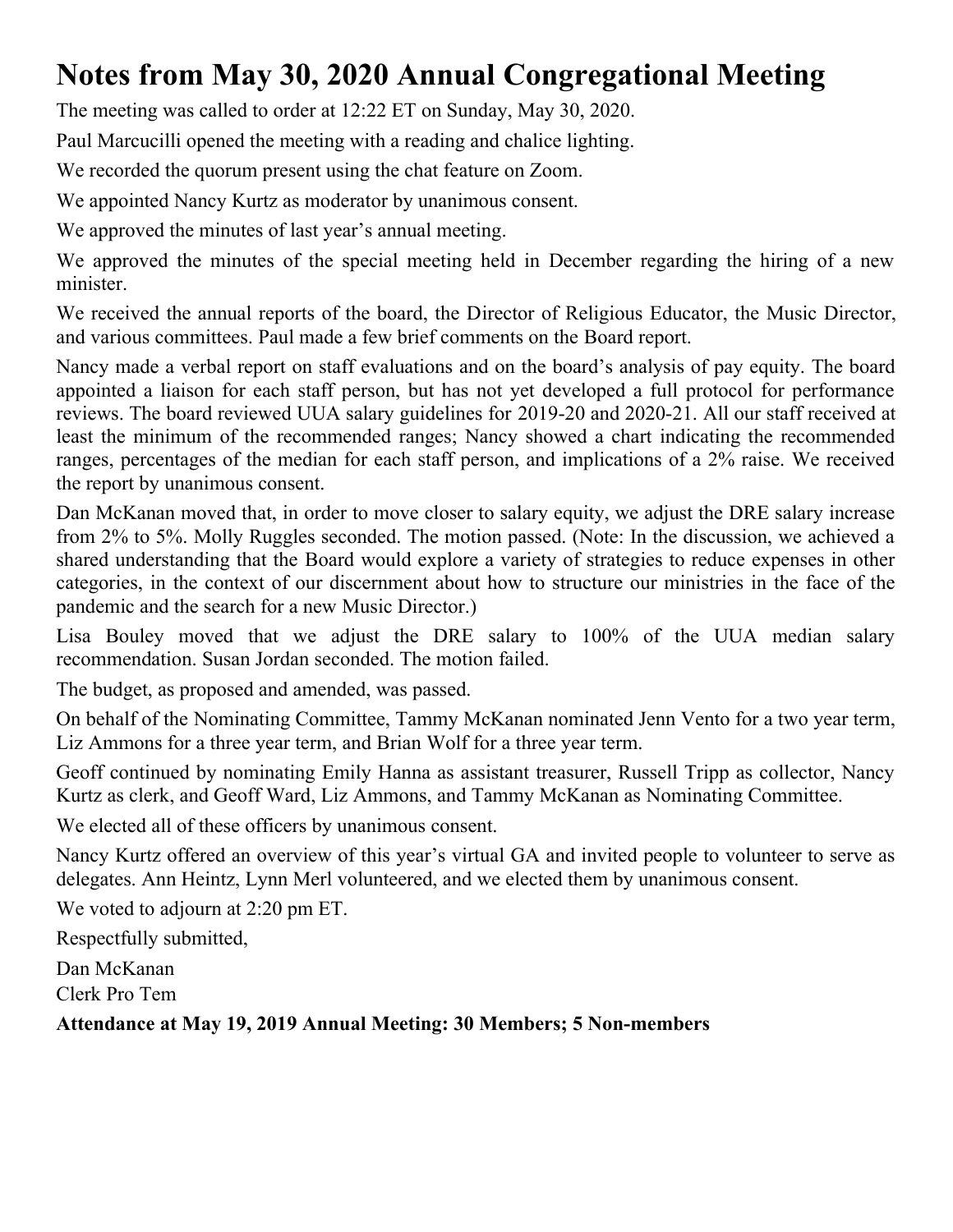# Notes from May 30, 2020 Annual Congregational Meeting

The meeting was called to order at 12:22 ET on Sunday, May 30, 2020.

Paul Marcucilli opened the meeting with a reading and chalice lighting.

We recorded the quorum present using the chat feature on Zoom.

We appointed Nancy Kurtz as moderator by unanimous consent.

We approved the minutes of last year's annual meeting.

We approved the minutes of the special meeting held in December regarding the hiring of a new minister.

We received the annual reports of the board, the Director of Religious Educator, the Music Director, and various committees. Paul made a few brief comments on the Board report.

Nancy made a verbal report on staff evaluations and on the board's analysis of pay equity. The board appointed a liaison for each staff person, but has not yet developed a full protocol for performance reviews. The board reviewed UUA salary guidelines for 2019-20 and 2020-21. All our staff received at least the minimum of the recommended ranges; Nancy showed a chart indicating the recommended ranges, percentages of the median for each staff person, and implications of a 2% raise. We received the report by unanimous consent.

Dan McKanan moved that, in order to move closer to salary equity, we adjust the DRE salary increase from 2% to 5%. Molly Ruggles seconded. The motion passed. (Note: In the discussion, we achieved a shared understanding that the Board would explore a variety of strategies to reduce expenses in other categories, in the context of our discernment about how to structure our ministries in the face of the pandemic and the search for a new Music Director.)

Lisa Bouley moved that we adjust the DRE salary to 100% of the UUA median salary recommendation. Susan Jordan seconded. The motion failed.

The budget, as proposed and amended, was passed.

On behalf of the Nominating Committee, Tammy McKanan nominated Jenn Vento for a two year term, Liz Ammons for a three year term, and Brian Wolf for a three year term.

Geoff continued by nominating Emily Hanna as assistant treasurer, Russell Tripp as collector, Nancy Kurtz as clerk, and Geoff Ward, Liz Ammons, and Tammy McKanan as Nominating Committee.

We elected all of these officers by unanimous consent.

Nancy Kurtz offered an overview of this year's virtual GA and invited people to volunteer to serve as delegates. Ann Heintz, Lynn Merl volunteered, and we elected them by unanimous consent.

We voted to adjourn at 2:20 pm ET.

Respectfully submitted,

Dan McKanan
Clerk Pro Tem

**Attendance at May 19, 2019 Annual Meeting: 30 Members; 5 Non-members**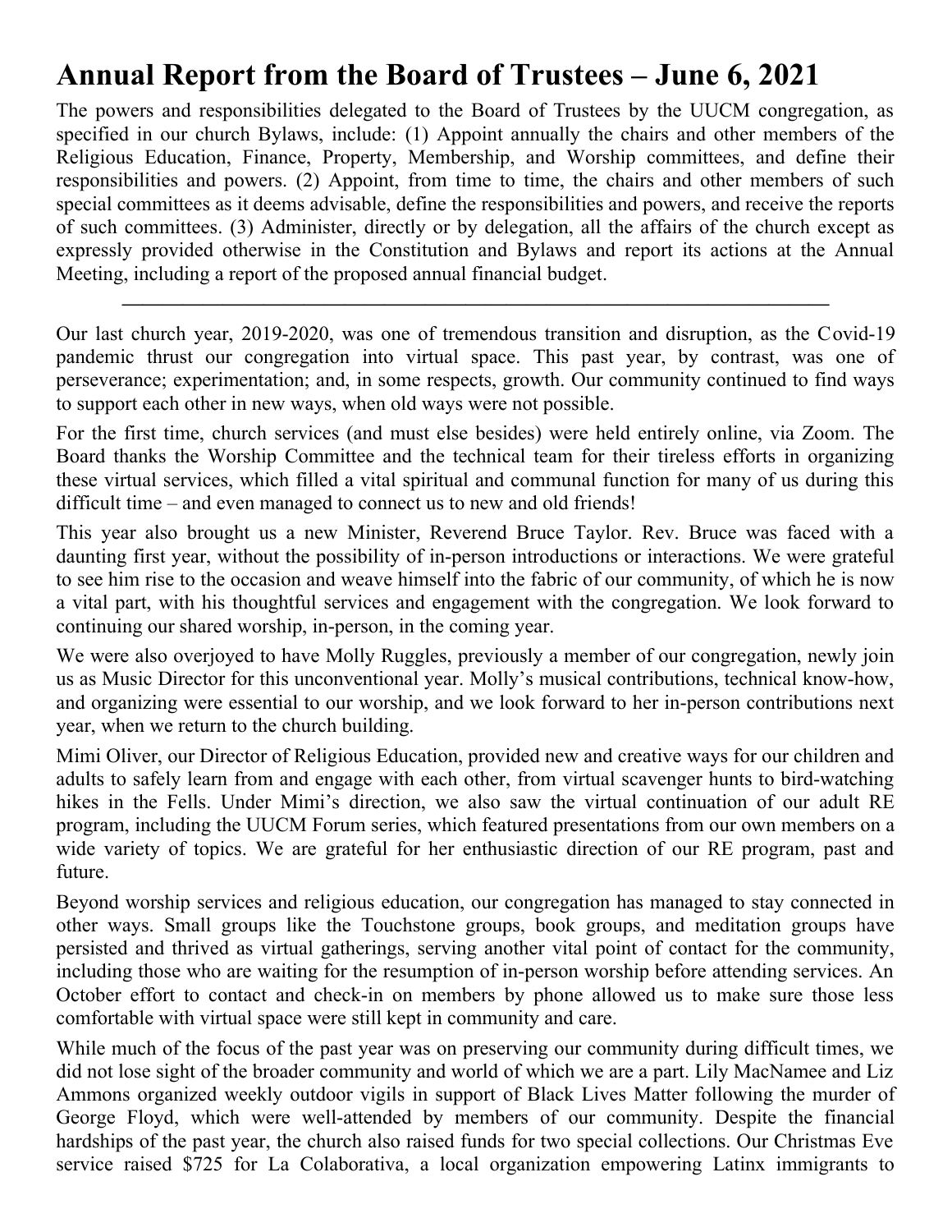# Annual Report from the Board of Trustees – June 6, 2021

The powers and responsibilities delegated to the Board of Trustees by the UUCM congregation, as specified in our church Bylaws, include: (1) Appoint annually the chairs and other members of the Religious Education, Finance, Property, Membership, and Worship committees, and define their responsibilities and powers. (2) Appoint, from time to time, the chairs and other members of such special committees as it deems advisable, define the responsibilities and powers, and receive the reports of such committees. (3) Administer, directly or by delegation, all the affairs of the church except as expressly provided otherwise in the Constitution and Bylaws and report its actions at the Annual Meeting, including a report of the proposed annual financial budget.

---

Our last church year, 2019-2020, was one of tremendous transition and disruption, as the Covid-19 pandemic thrust our congregation into virtual space. This past year, by contrast, was one of perseverance; experimentation; and, in some respects, growth. Our community continued to find ways to support each other in new ways, when old ways were not possible.

For the first time, church services (and must else besides) were held entirely online, via Zoom. The Board thanks the Worship Committee and the technical team for their tireless efforts in organizing these virtual services, which filled a vital spiritual and communal function for many of us during this difficult time – and even managed to connect us to new and old friends!

This year also brought us a new Minister, Reverend Bruce Taylor. Rev. Bruce was faced with a daunting first year, without the possibility of in-person introductions or interactions. We were grateful to see him rise to the occasion and weave himself into the fabric of our community, of which he is now a vital part, with his thoughtful services and engagement with the congregation. We look forward to continuing our shared worship, in-person, in the coming year.

We were also overjoyed to have Molly Ruggles, previously a member of our congregation, newly join us as Music Director for this unconventional year. Molly's musical contributions, technical know-how, and organizing were essential to our worship, and we look forward to her in-person contributions next year, when we return to the church building.

Mimi Oliver, our Director of Religious Education, provided new and creative ways for our children and adults to safely learn from and engage with each other, from virtual scavenger hunts to bird-watching hikes in the Fells. Under Mimi's direction, we also saw the virtual continuation of our adult RE program, including the UUCM Forum series, which featured presentations from our own members on a wide variety of topics. We are grateful for her enthusiastic direction of our RE program, past and future.

Beyond worship services and religious education, our congregation has managed to stay connected in other ways. Small groups like the Touchstone groups, book groups, and meditation groups have persisted and thrived as virtual gatherings, serving another vital point of contact for the community, including those who are waiting for the resumption of in-person worship before attending services. An October effort to contact and check-in on members by phone allowed us to make sure those less comfortable with virtual space were still kept in community and care.

While much of the focus of the past year was on preserving our community during difficult times, we did not lose sight of the broader community and world of which we are a part. Lily MacNamee and Liz Ammons organized weekly outdoor vigils in support of Black Lives Matter following the murder of George Floyd, which were well-attended by members of our community. Despite the financial hardships of the past year, the church also raised funds for two special collections. Our Christmas Eve service raised $725 for La Colaborativa, a local organization empowering Latinx immigrants to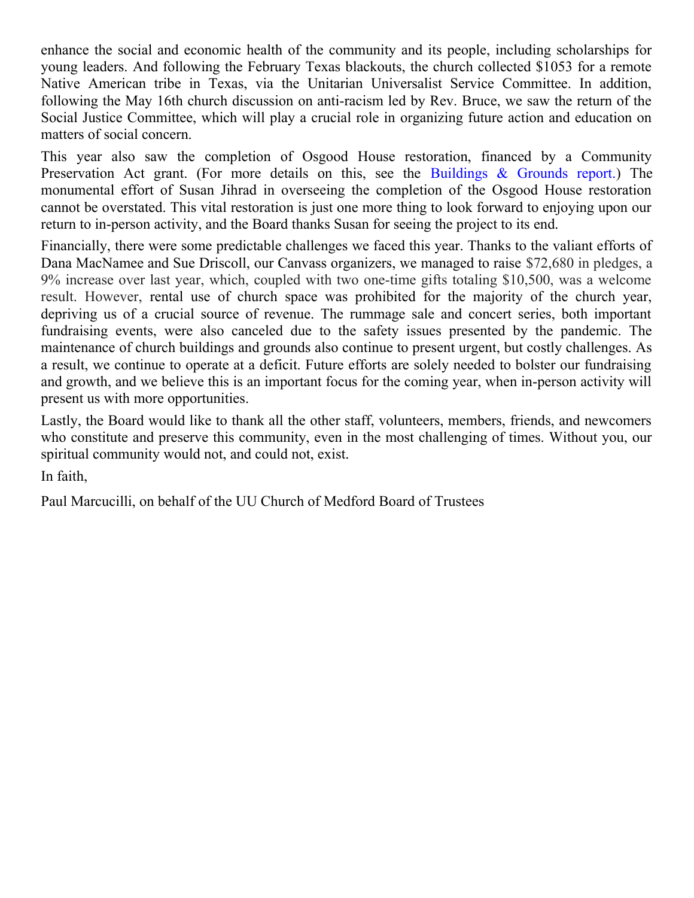enhance the social and economic health of the community and its people, including scholarships for young leaders. And following the February Texas blackouts, the church collected $1053 for a remote Native American tribe in Texas, via the Unitarian Universalist Service Committee. In addition, following the May 16th church discussion on anti-racism led by Rev. Bruce, we saw the return of the Social Justice Committee, which will play a crucial role in organizing future action and education on matters of social concern.

This year also saw the completion of Osgood House restoration, financed by a Community Preservation Act grant. (For more details on this, see the Buildings & Grounds report.) The monumental effort of Susan Jihrad in overseeing the completion of the Osgood House restoration cannot be overstated. This vital restoration is just one more thing to look forward to enjoying upon our return to in-person activity, and the Board thanks Susan for seeing the project to its end.

Financially, there were some predictable challenges we faced this year. Thanks to the valiant efforts of Dana MacNamee and Sue Driscoll, our Canvass organizers, we managed to raise $72,680 in pledges, a 9% increase over last year, which, coupled with two one-time gifts totaling $10,500, was a welcome result. However, rental use of church space was prohibited for the majority of the church year, depriving us of a crucial source of revenue. The rummage sale and concert series, both important fundraising events, were also canceled due to the safety issues presented by the pandemic. The maintenance of church buildings and grounds also continue to present urgent, but costly challenges. As a result, we continue to operate at a deficit. Future efforts are solely needed to bolster our fundraising and growth, and we believe this is an important focus for the coming year, when in-person activity will present us with more opportunities.

Lastly, the Board would like to thank all the other staff, volunteers, members, friends, and newcomers who constitute and preserve this community, even in the most challenging of times. Without you, our spiritual community would not, and could not, exist.

In faith,

Paul Marcucilli, on behalf of the UU Church of Medford Board of Trustees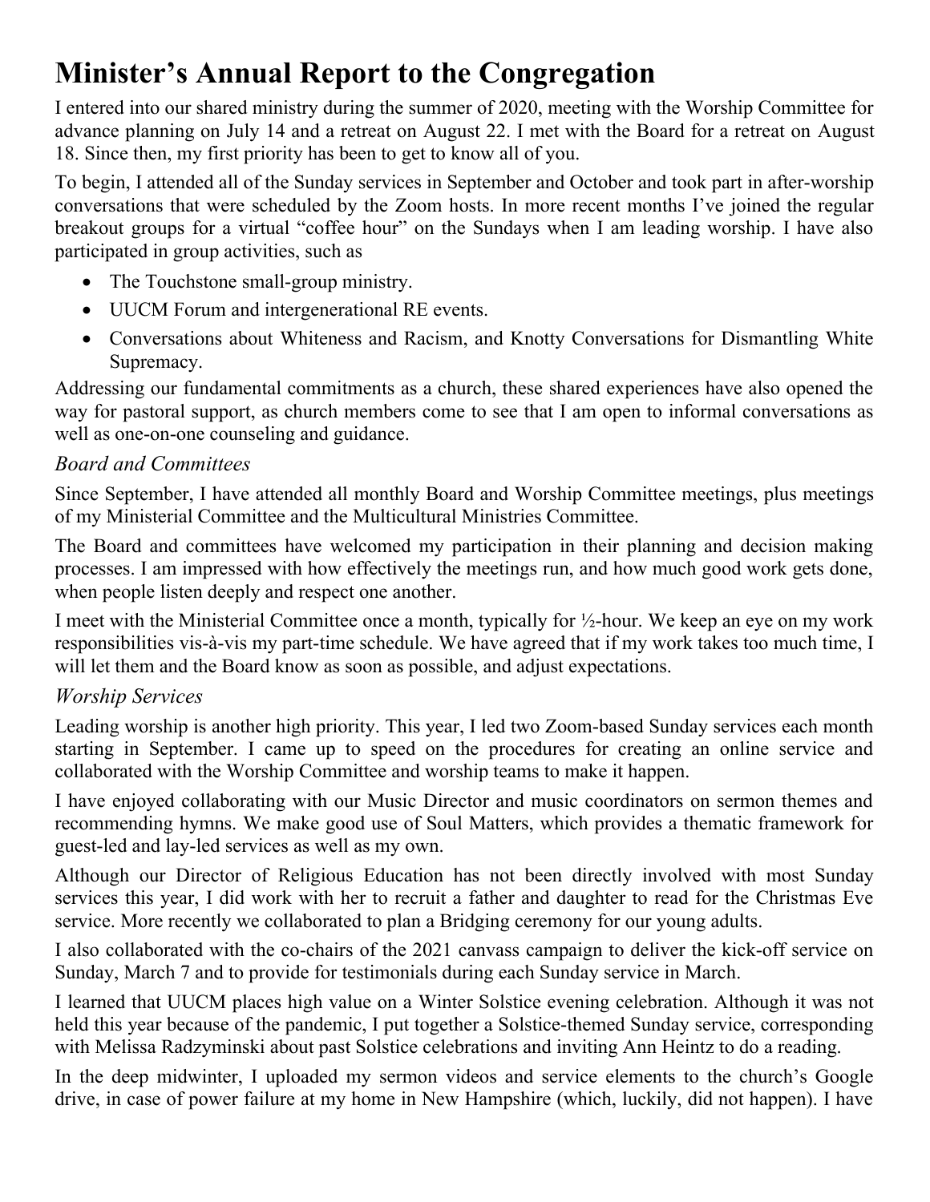# Minister's Annual Report to the Congregation

I entered into our shared ministry during the summer of 2020, meeting with the Worship Committee for advance planning on July 14 and a retreat on August 22. I met with the Board for a retreat on August 18. Since then, my first priority has been to get to know all of you.

To begin, I attended all of the Sunday services in September and October and took part in after-worship conversations that were scheduled by the Zoom hosts. In more recent months I've joined the regular breakout groups for a virtual "coffee hour" on the Sundays when I am leading worship. I have also participated in group activities, such as

- The Touchstone small-group ministry.
- UUCM Forum and intergenerational RE events.
- Conversations about Whiteness and Racism, and Knotty Conversations for Dismantling White Supremacy.

Addressing our fundamental commitments as a church, these shared experiences have also opened the way for pastoral support, as church members come to see that I am open to informal conversations as well as one-on-one counseling and guidance.

### *Board and Committees*

Since September, I have attended all monthly Board and Worship Committee meetings, plus meetings of my Ministerial Committee and the Multicultural Ministries Committee.

The Board and committees have welcomed my participation in their planning and decision making processes. I am impressed with how effectively the meetings run, and how much good work gets done, when people listen deeply and respect one another.

I meet with the Ministerial Committee once a month, typically for ½-hour. We keep an eye on my work responsibilities vis-à-vis my part-time schedule. We have agreed that if my work takes too much time, I will let them and the Board know as soon as possible, and adjust expectations.

### *Worship Services*

Leading worship is another high priority. This year, I led two Zoom-based Sunday services each month starting in September. I came up to speed on the procedures for creating an online service and collaborated with the Worship Committee and worship teams to make it happen.

I have enjoyed collaborating with our Music Director and music coordinators on sermon themes and recommending hymns. We make good use of Soul Matters, which provides a thematic framework for guest-led and lay-led services as well as my own.

Although our Director of Religious Education has not been directly involved with most Sunday services this year, I did work with her to recruit a father and daughter to read for the Christmas Eve service. More recently we collaborated to plan a Bridging ceremony for our young adults.

I also collaborated with the co-chairs of the 2021 canvass campaign to deliver the kick-off service on Sunday, March 7 and to provide for testimonials during each Sunday service in March.

I learned that UUCM places high value on a Winter Solstice evening celebration. Although it was not held this year because of the pandemic, I put together a Solstice-themed Sunday service, corresponding with Melissa Radzyminski about past Solstice celebrations and inviting Ann Heintz to do a reading.

In the deep midwinter, I uploaded my sermon videos and service elements to the church's Google drive, in case of power failure at my home in New Hampshire (which, luckily, did not happen). I have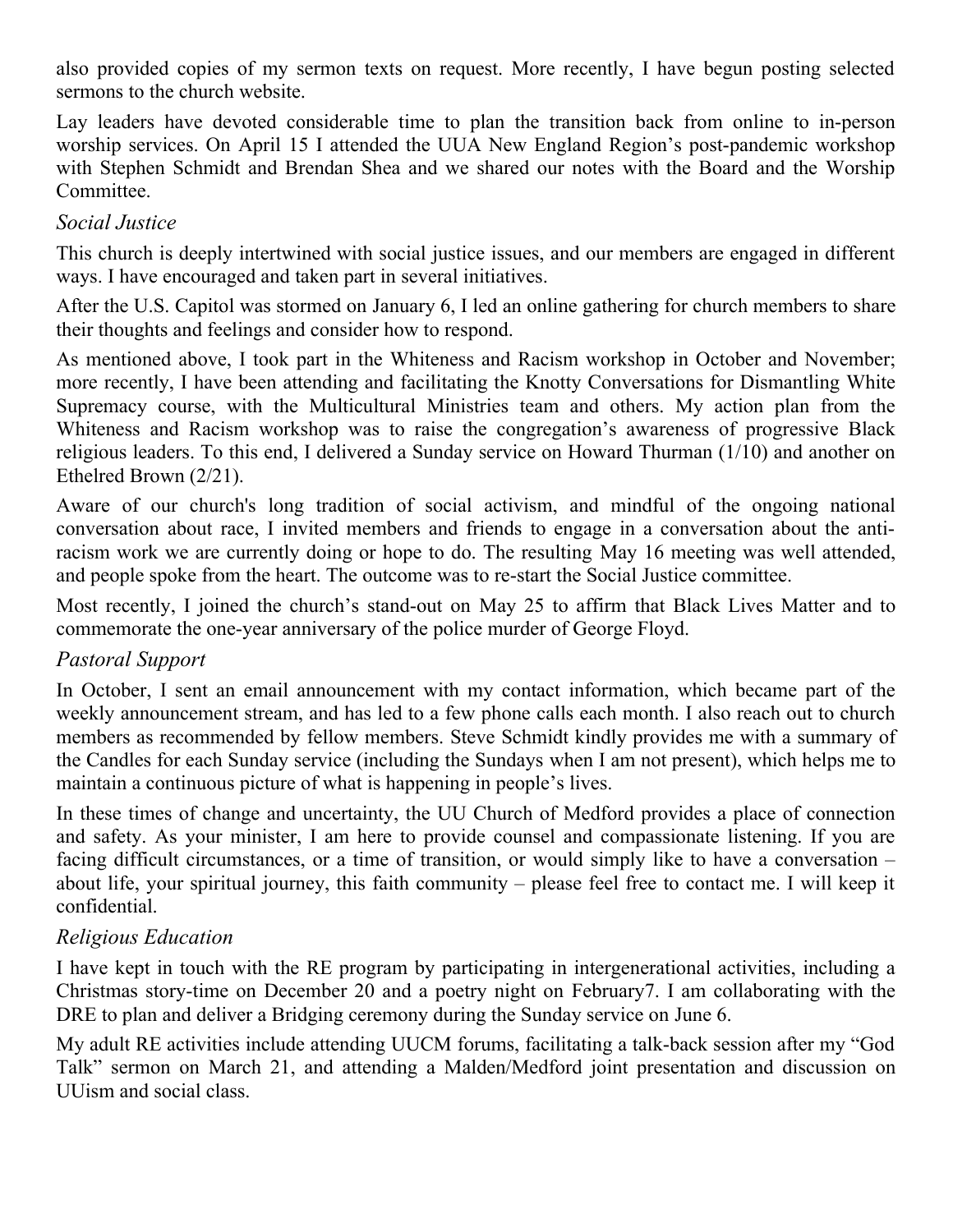also provided copies of my sermon texts on request. More recently, I have begun posting selected sermons to the church website.

Lay leaders have devoted considerable time to plan the transition back from online to in-person worship services. On April 15 I attended the UUA New England Region's post-pandemic workshop with Stephen Schmidt and Brendan Shea and we shared our notes with the Board and the Worship Committee.

### *Social Justice*

This church is deeply intertwined with social justice issues, and our members are engaged in different ways. I have encouraged and taken part in several initiatives.

After the U.S. Capitol was stormed on January 6, I led an online gathering for church members to share their thoughts and feelings and consider how to respond.

As mentioned above, I took part in the Whiteness and Racism workshop in October and November; more recently, I have been attending and facilitating the Knotty Conversations for Dismantling White Supremacy course, with the Multicultural Ministries team and others. My action plan from the Whiteness and Racism workshop was to raise the congregation's awareness of progressive Black religious leaders. To this end, I delivered a Sunday service on Howard Thurman (1/10) and another on Ethelred Brown (2/21).

Aware of our church's long tradition of social activism, and mindful of the ongoing national conversation about race, I invited members and friends to engage in a conversation about the anti-racism work we are currently doing or hope to do. The resulting May 16 meeting was well attended, and people spoke from the heart. The outcome was to re-start the Social Justice committee.

Most recently, I joined the church's stand-out on May 25 to affirm that Black Lives Matter and to commemorate the one-year anniversary of the police murder of George Floyd.

### *Pastoral Support*

In October, I sent an email announcement with my contact information, which became part of the weekly announcement stream, and has led to a few phone calls each month. I also reach out to church members as recommended by fellow members. Steve Schmidt kindly provides me with a summary of the Candles for each Sunday service (including the Sundays when I am not present), which helps me to maintain a continuous picture of what is happening in people's lives.

In these times of change and uncertainty, the UU Church of Medford provides a place of connection and safety. As your minister, I am here to provide counsel and compassionate listening. If you are facing difficult circumstances, or a time of transition, or would simply like to have a conversation – about life, your spiritual journey, this faith community – please feel free to contact me. I will keep it confidential.

### *Religious Education*

I have kept in touch with the RE program by participating in intergenerational activities, including a Christmas story-time on December 20 and a poetry night on February7. I am collaborating with the DRE to plan and deliver a Bridging ceremony during the Sunday service on June 6.

My adult RE activities include attending UUCM forums, facilitating a talk-back session after my "God Talk" sermon on March 21, and attending a Malden/Medford joint presentation and discussion on UUism and social class.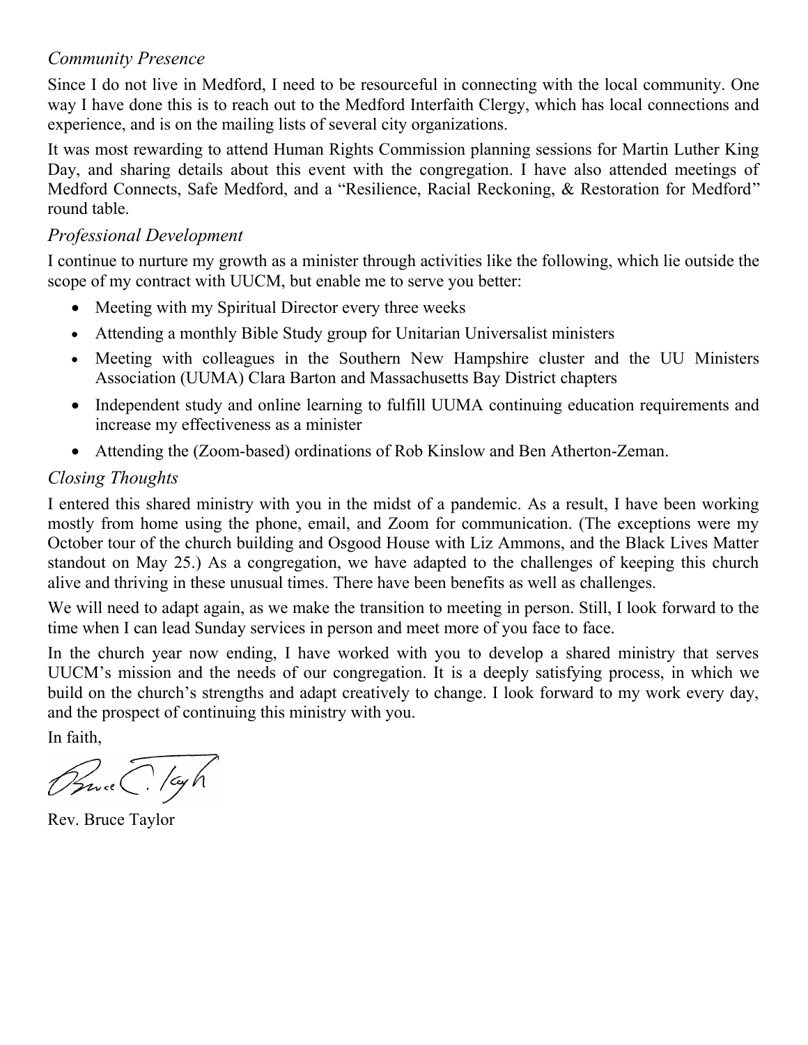### *Community Presence*

Since I do not live in Medford, I need to be resourceful in connecting with the local community. One way I have done this is to reach out to the Medford Interfaith Clergy, which has local connections and experience, and is on the mailing lists of several city organizations.

It was most rewarding to attend Human Rights Commission planning sessions for Martin Luther King Day, and sharing details about this event with the congregation. I have also attended meetings of Medford Connects, Safe Medford, and a "Resilience, Racial Reckoning, & Restoration for Medford" round table.

### *Professional Development*

I continue to nurture my growth as a minister through activities like the following, which lie outside the scope of my contract with UUCM, but enable me to serve you better:

- Meeting with my Spiritual Director every three weeks
- Attending a monthly Bible Study group for Unitarian Universalist ministers
- Meeting with colleagues in the Southern New Hampshire cluster and the UU Ministers Association (UUMA) Clara Barton and Massachusetts Bay District chapters
- Independent study and online learning to fulfill UUMA continuing education requirements and increase my effectiveness as a minister
- Attending the (Zoom-based) ordinations of Rob Kinslow and Ben Atherton-Zeman.

### *Closing Thoughts*

I entered this shared ministry with you in the midst of a pandemic. As a result, I have been working mostly from home using the phone, email, and Zoom for communication. (The exceptions were my October tour of the church building and Osgood House with Liz Ammons, and the Black Lives Matter standout on May 25.) As a congregation, we have adapted to the challenges of keeping this church alive and thriving in these unusual times. There have been benefits as well as challenges.

We will need to adapt again, as we make the transition to meeting in person. Still, I look forward to the time when I can lead Sunday services in person and meet more of you face to face.

In the church year now ending, I have worked with you to develop a shared ministry that serves UUCM's mission and the needs of our congregation. It is a deeply satisfying process, in which we build on the church's strengths and adapt creatively to change. I look forward to my work every day, and the prospect of continuing this ministry with you.

In faith,

Bruce C. Taylor

Rev. Bruce Taylor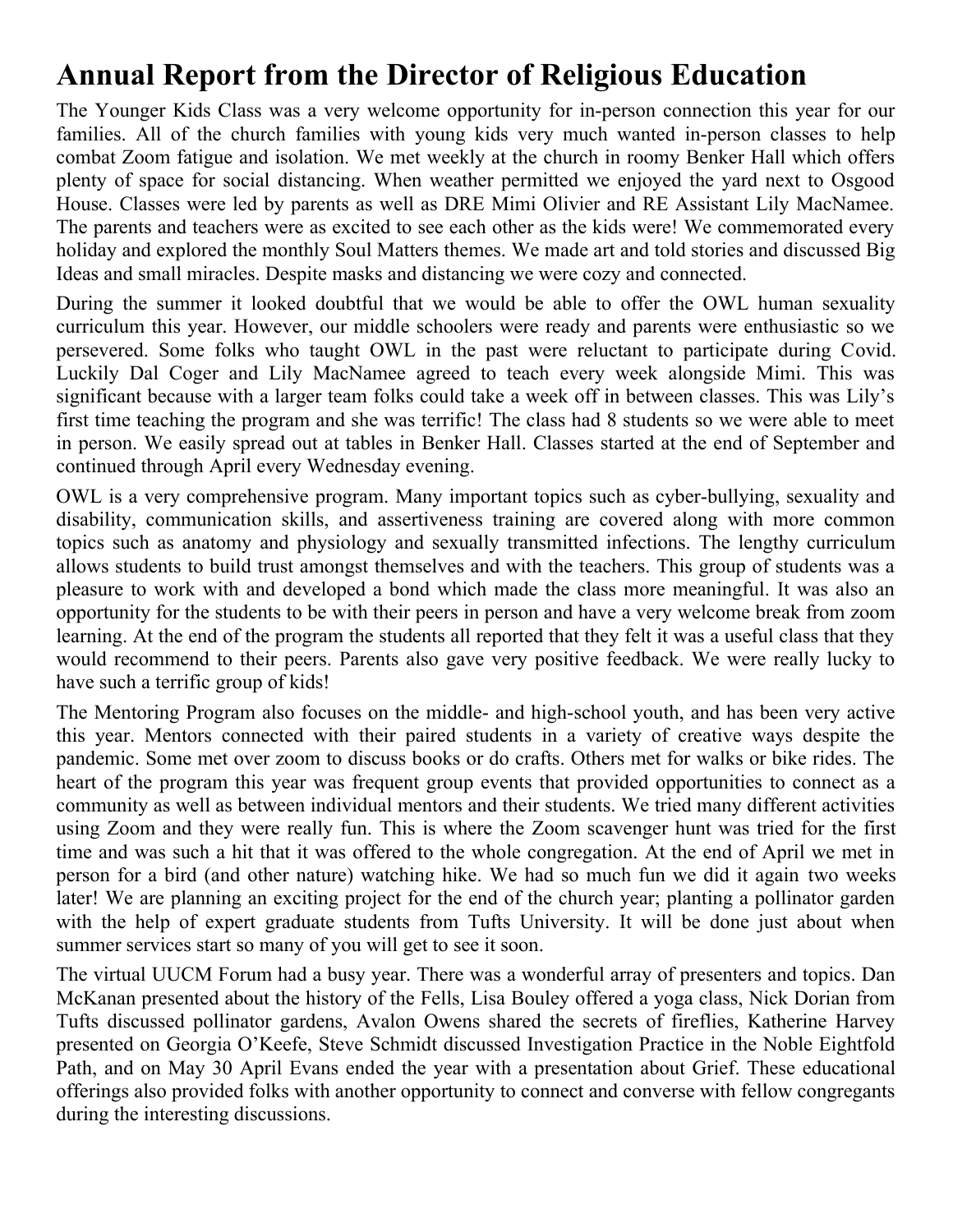# Annual Report from the Director of Religious Education

The Younger Kids Class was a very welcome opportunity for in-person connection this year for our families. All of the church families with young kids very much wanted in-person classes to help combat Zoom fatigue and isolation. We met weekly at the church in roomy Benker Hall which offers plenty of space for social distancing. When weather permitted we enjoyed the yard next to Osgood House. Classes were led by parents as well as DRE Mimi Olivier and RE Assistant Lily MacNamee. The parents and teachers were as excited to see each other as the kids were! We commemorated every holiday and explored the monthly Soul Matters themes. We made art and told stories and discussed Big Ideas and small miracles. Despite masks and distancing we were cozy and connected.

During the summer it looked doubtful that we would be able to offer the OWL human sexuality curriculum this year. However, our middle schoolers were ready and parents were enthusiastic so we persevered. Some folks who taught OWL in the past were reluctant to participate during Covid. Luckily Dal Coger and Lily MacNamee agreed to teach every week alongside Mimi. This was significant because with a larger team folks could take a week off in between classes. This was Lily's first time teaching the program and she was terrific! The class had 8 students so we were able to meet in person. We easily spread out at tables in Benker Hall. Classes started at the end of September and continued through April every Wednesday evening.

OWL is a very comprehensive program. Many important topics such as cyber-bullying, sexuality and disability, communication skills, and assertiveness training are covered along with more common topics such as anatomy and physiology and sexually transmitted infections. The lengthy curriculum allows students to build trust amongst themselves and with the teachers. This group of students was a pleasure to work with and developed a bond which made the class more meaningful. It was also an opportunity for the students to be with their peers in person and have a very welcome break from zoom learning. At the end of the program the students all reported that they felt it was a useful class that they would recommend to their peers. Parents also gave very positive feedback. We were really lucky to have such a terrific group of kids!

The Mentoring Program also focuses on the middle- and high-school youth, and has been very active this year. Mentors connected with their paired students in a variety of creative ways despite the pandemic. Some met over zoom to discuss books or do crafts. Others met for walks or bike rides. The heart of the program this year was frequent group events that provided opportunities to connect as a community as well as between individual mentors and their students. We tried many different activities using Zoom and they were really fun. This is where the Zoom scavenger hunt was tried for the first time and was such a hit that it was offered to the whole congregation. At the end of April we met in person for a bird (and other nature) watching hike. We had so much fun we did it again two weeks later! We are planning an exciting project for the end of the church year; planting a pollinator garden with the help of expert graduate students from Tufts University. It will be done just about when summer services start so many of you will get to see it soon.

The virtual UUCM Forum had a busy year. There was a wonderful array of presenters and topics. Dan McKanan presented about the history of the Fells, Lisa Bouley offered a yoga class, Nick Dorian from Tufts discussed pollinator gardens, Avalon Owens shared the secrets of fireflies, Katherine Harvey presented on Georgia O'Keefe, Steve Schmidt discussed Investigation Practice in the Noble Eightfold Path, and on May 30 April Evans ended the year with a presentation about Grief. These educational offerings also provided folks with another opportunity to connect and converse with fellow congregants during the interesting discussions.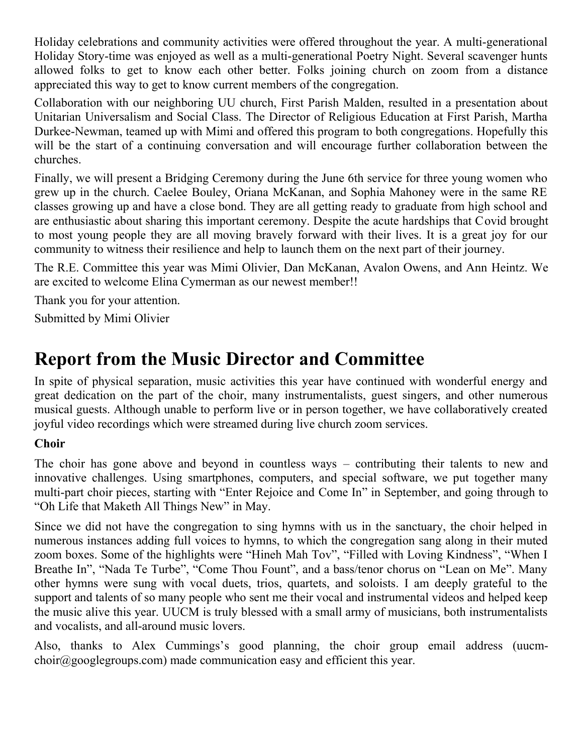Holiday celebrations and community activities were offered throughout the year. A multi-generational Holiday Story-time was enjoyed as well as a multi-generational Poetry Night. Several scavenger hunts allowed folks to get to know each other better. Folks joining church on zoom from a distance appreciated this way to get to know current members of the congregation.

Collaboration with our neighboring UU church, First Parish Malden, resulted in a presentation about Unitarian Universalism and Social Class. The Director of Religious Education at First Parish, Martha Durkee-Newman, teamed up with Mimi and offered this program to both congregations. Hopefully this will be the start of a continuing conversation and will encourage further collaboration between the churches.

Finally, we will present a Bridging Ceremony during the June 6th service for three young women who grew up in the church. Caelee Bouley, Oriana McKanan, and Sophia Mahoney were in the same RE classes growing up and have a close bond. They are all getting ready to graduate from high school and are enthusiastic about sharing this important ceremony. Despite the acute hardships that Covid brought to most young people they are all moving bravely forward with their lives. It is a great joy for our community to witness their resilience and help to launch them on the next part of their journey.

The R.E. Committee this year was Mimi Olivier, Dan McKanan, Avalon Owens, and Ann Heintz. We are excited to welcome Elina Cymerman as our newest member!!

Thank you for your attention.

Submitted by Mimi Olivier

# Report from the Music Director and Committee

In spite of physical separation, music activities this year have continued with wonderful energy and great dedication on the part of the choir, many instrumentalists, guest singers, and other numerous musical guests. Although unable to perform live or in person together, we have collaboratively created joyful video recordings which were streamed during live church zoom services.

**Choir**

The choir has gone above and beyond in countless ways – contributing their talents to new and innovative challenges. Using smartphones, computers, and special software, we put together many multi-part choir pieces, starting with "Enter Rejoice and Come In" in September, and going through to "Oh Life that Maketh All Things New" in May.

Since we did not have the congregation to sing hymns with us in the sanctuary, the choir helped in numerous instances adding full voices to hymns, to which the congregation sang along in their muted zoom boxes. Some of the highlights were "Hineh Mah Tov", "Filled with Loving Kindness", "When I Breathe In", "Nada Te Turbe", "Come Thou Fount", and a bass/tenor chorus on "Lean on Me". Many other hymns were sung with vocal duets, trios, quartets, and soloists. I am deeply grateful to the support and talents of so many people who sent me their vocal and instrumental videos and helped keep the music alive this year. UUCM is truly blessed with a small army of musicians, both instrumentalists and vocalists, and all-around music lovers.

Also, thanks to Alex Cummings's good planning, the choir group email address (uucm-choir@googlegroups.com) made communication easy and efficient this year.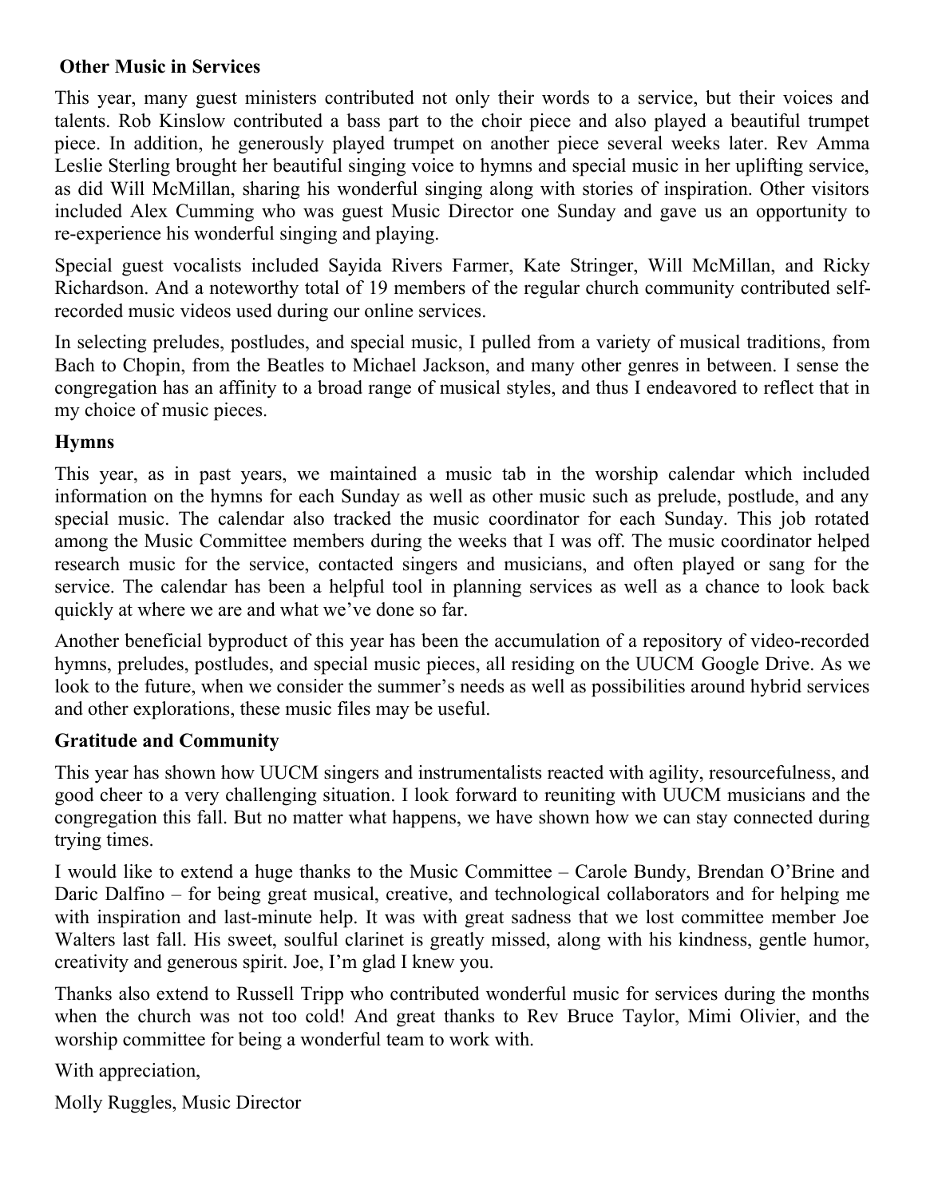**Other Music in Services**

This year, many guest ministers contributed not only their words to a service, but their voices and talents. Rob Kinslow contributed a bass part to the choir piece and also played a beautiful trumpet piece. In addition, he generously played trumpet on another piece several weeks later. Rev Amma Leslie Sterling brought her beautiful singing voice to hymns and special music in her uplifting service, as did Will McMillan, sharing his wonderful singing along with stories of inspiration. Other visitors included Alex Cumming who was guest Music Director one Sunday and gave us an opportunity to re-experience his wonderful singing and playing.

Special guest vocalists included Sayida Rivers Farmer, Kate Stringer, Will McMillan, and Ricky Richardson. And a noteworthy total of 19 members of the regular church community contributed self-recorded music videos used during our online services.

In selecting preludes, postludes, and special music, I pulled from a variety of musical traditions, from Bach to Chopin, from the Beatles to Michael Jackson, and many other genres in between. I sense the congregation has an affinity to a broad range of musical styles, and thus I endeavored to reflect that in my choice of music pieces.

**Hymns**

This year, as in past years, we maintained a music tab in the worship calendar which included information on the hymns for each Sunday as well as other music such as prelude, postlude, and any special music. The calendar also tracked the music coordinator for each Sunday. This job rotated among the Music Committee members during the weeks that I was off. The music coordinator helped research music for the service, contacted singers and musicians, and often played or sang for the service. The calendar has been a helpful tool in planning services as well as a chance to look back quickly at where we are and what we've done so far.

Another beneficial byproduct of this year has been the accumulation of a repository of video-recorded hymns, preludes, postludes, and special music pieces, all residing on the UUCM Google Drive. As we look to the future, when we consider the summer's needs as well as possibilities around hybrid services and other explorations, these music files may be useful.

**Gratitude and Community**

This year has shown how UUCM singers and instrumentalists reacted with agility, resourcefulness, and good cheer to a very challenging situation. I look forward to reuniting with UUCM musicians and the congregation this fall. But no matter what happens, we have shown how we can stay connected during trying times.

I would like to extend a huge thanks to the Music Committee – Carole Bundy, Brendan O'Brine and Daric Dalfino – for being great musical, creative, and technological collaborators and for helping me with inspiration and last-minute help. It was with great sadness that we lost committee member Joe Walters last fall. His sweet, soulful clarinet is greatly missed, along with his kindness, gentle humor, creativity and generous spirit. Joe, I'm glad I knew you.

Thanks also extend to Russell Tripp who contributed wonderful music for services during the months when the church was not too cold! And great thanks to Rev Bruce Taylor, Mimi Olivier, and the worship committee for being a wonderful team to work with.

With appreciation,

Molly Ruggles, Music Director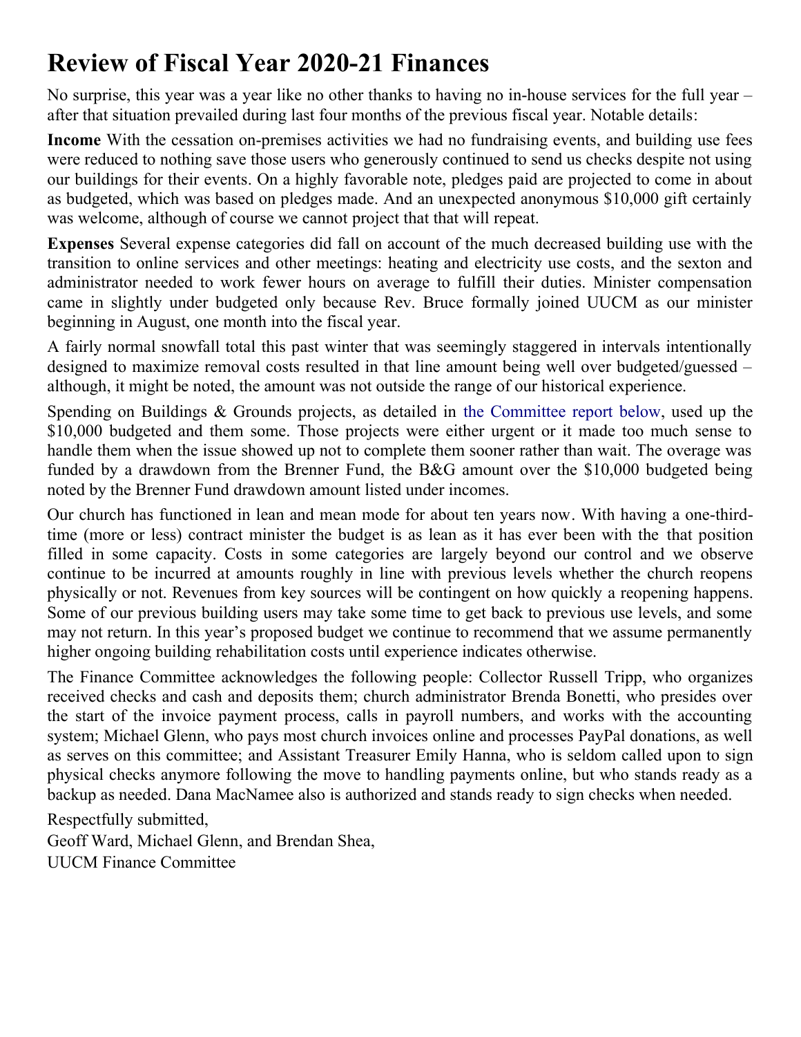# Review of Fiscal Year 2020-21 Finances

No surprise, this year was a year like no other thanks to having no in-house services for the full year – after that situation prevailed during last four months of the previous fiscal year. Notable details:

**Income** With the cessation on-premises activities we had no fundraising events, and building use fees were reduced to nothing save those users who generously continued to send us checks despite not using our buildings for their events. On a highly favorable note, pledges paid are projected to come in about as budgeted, which was based on pledges made. And an unexpected anonymous $10,000 gift certainly was welcome, although of course we cannot project that that will repeat.

**Expenses** Several expense categories did fall on account of the much decreased building use with the transition to online services and other meetings: heating and electricity use costs, and the sexton and administrator needed to work fewer hours on average to fulfill their duties. Minister compensation came in slightly under budgeted only because Rev. Bruce formally joined UUCM as our minister beginning in August, one month into the fiscal year.

A fairly normal snowfall total this past winter that was seemingly staggered in intervals intentionally designed to maximize removal costs resulted in that line amount being well over budgeted/guessed – although, it might be noted, the amount was not outside the range of our historical experience.

Spending on Buildings & Grounds projects, as detailed in the Committee report below, used up the $10,000 budgeted and them some. Those projects were either urgent or it made too much sense to handle them when the issue showed up not to complete them sooner rather than wait. The overage was funded by a drawdown from the Brenner Fund, the B&G amount over the $10,000 budgeted being noted by the Brenner Fund drawdown amount listed under incomes.

Our church has functioned in lean and mean mode for about ten years now. With having a one-third-time (more or less) contract minister the budget is as lean as it has ever been with the that position filled in some capacity. Costs in some categories are largely beyond our control and we observe continue to be incurred at amounts roughly in line with previous levels whether the church reopens physically or not. Revenues from key sources will be contingent on how quickly a reopening happens. Some of our previous building users may take some time to get back to previous use levels, and some may not return. In this year's proposed budget we continue to recommend that we assume permanently higher ongoing building rehabilitation costs until experience indicates otherwise.

The Finance Committee acknowledges the following people: Collector Russell Tripp, who organizes received checks and cash and deposits them; church administrator Brenda Bonetti, who presides over the start of the invoice payment process, calls in payroll numbers, and works with the accounting system; Michael Glenn, who pays most church invoices online and processes PayPal donations, as well as serves on this committee; and Assistant Treasurer Emily Hanna, who is seldom called upon to sign physical checks anymore following the move to handling payments online, but who stands ready as a backup as needed. Dana MacNamee also is authorized and stands ready to sign checks when needed.

Respectfully submitted,
Geoff Ward, Michael Glenn, and Brendan Shea,
UUCM Finance Committee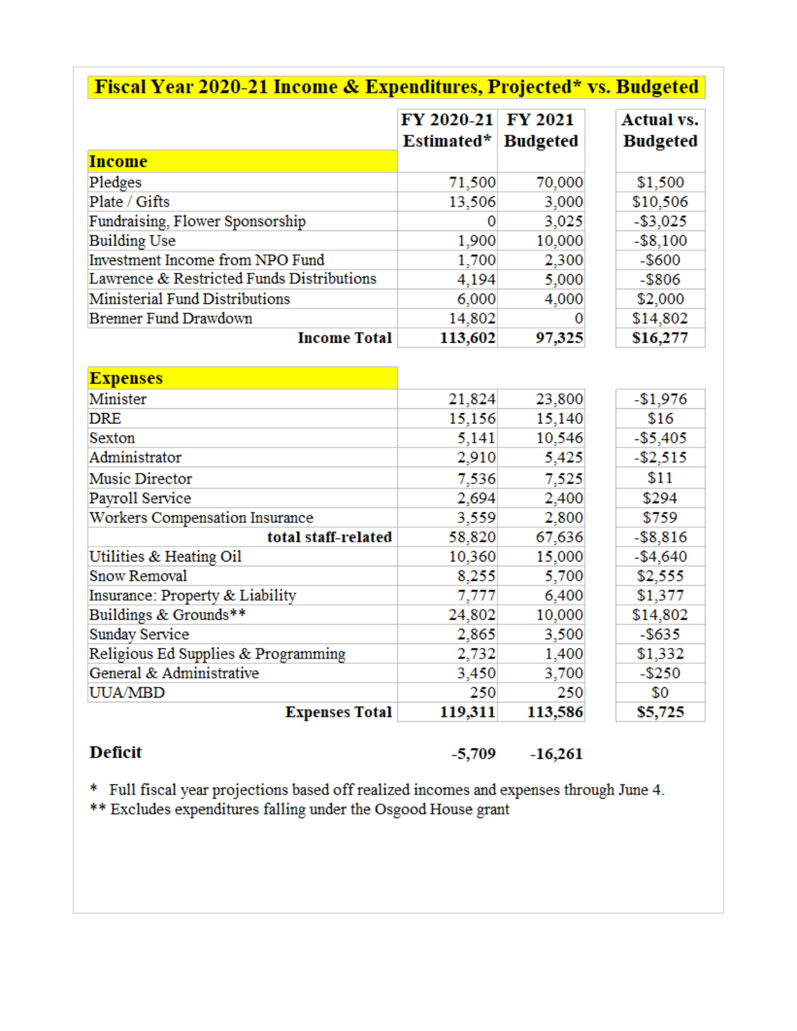## Fiscal Year 2020-21 Income & Expenditures, Projected* vs. Budgeted

| | FY 2020-21 Estimated* | FY 2021 Budgeted | | Actual vs. Budgeted |
|---|---|---|---|---|
| **Income** | | | | |
| Pledges | 71,500 | 70,000 | | $1,500 |
| Plate / Gifts | 13,506 | 3,000 | | $10,506 |
| Fundraising, Flower Sponsorship | 0 | 3,025 | | -$3,025 |
| Building Use | 1,900 | 10,000 | | -$8,100 |
| Investment Income from NPO Fund | 1,700 | 2,300 | | -$600 |
| Lawrence & Restricted Funds Distributions | 4,194 | 5,000 | | -$806 |
| Ministerial Fund Distributions | 6,000 | 4,000 | | $2,000 |
| Brenner Fund Drawdown | 14,802 | 0 | | $14,802 |
| **Income Total** | **113,602** | **97,325** | | **$16,277** |
| | | | | |
| **Expenses** | | | | |
| Minister | 21,824 | 23,800 | | -$1,976 |
| DRE | 15,156 | 15,140 | | $16 |
| Sexton | 5,141 | 10,546 | | -$5,405 |
| Administrator | 2,910 | 5,425 | | -$2,515 |
| Music Director | 7,536 | 7,525 | | $11 |
| Payroll Service | 2,694 | 2,400 | | $294 |
| Workers Compensation Insurance | 3,559 | 2,800 | | $759 |
| **total staff-related** | 58,820 | 67,636 | | -$8,816 |
| Utilities & Heating Oil | 10,360 | 15,000 | | -$4,640 |
| Snow Removal | 8,255 | 5,700 | | $2,555 |
| Insurance: Property & Liability | 7,777 | 6,400 | | $1,377 |
| Buildings & Grounds** | 24,802 | 10,000 | | $14,802 |
| Sunday Service | 2,865 | 3,500 | | -$635 |
| Religious Ed Supplies & Programming | 2,732 | 1,400 | | $1,332 |
| General & Administrative | 3,450 | 3,700 | | -$250 |
| UUA/MBD | 250 | 250 | | $0 |
| **Expenses Total** | **119,311** | **113,586** | | **$5,725** |
| | | | | |
| **Deficit** | **-5,709** | **-16,261** | | |

\* Full fiscal year projections based off realized incomes and expenses through June 4.
** Excludes expenditures falling under the Osgood House grant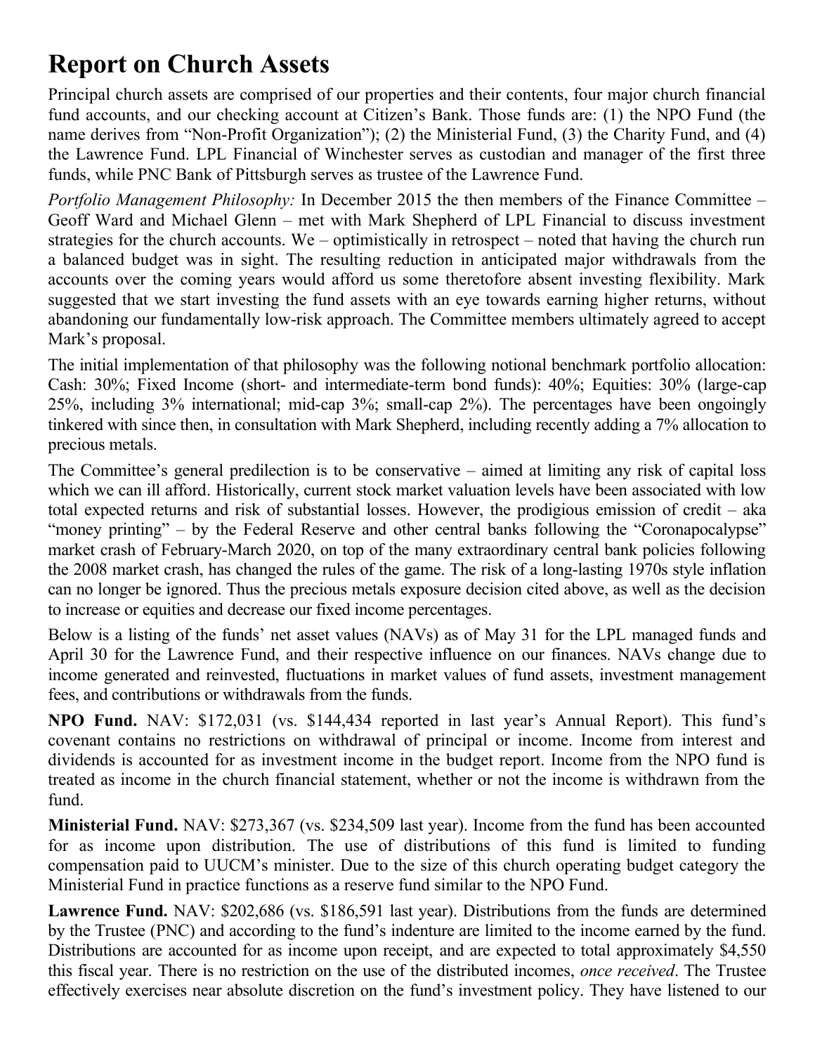# Report on Church Assets

Principal church assets are comprised of our properties and their contents, four major church financial fund accounts, and our checking account at Citizen's Bank. Those funds are: (1) the NPO Fund (the name derives from "Non-Profit Organization"); (2) the Ministerial Fund, (3) the Charity Fund, and (4) the Lawrence Fund. LPL Financial of Winchester serves as custodian and manager of the first three funds, while PNC Bank of Pittsburgh serves as trustee of the Lawrence Fund.

*Portfolio Management Philosophy:* In December 2015 the then members of the Finance Committee – Geoff Ward and Michael Glenn – met with Mark Shepherd of LPL Financial to discuss investment strategies for the church accounts. We – optimistically in retrospect – noted that having the church run a balanced budget was in sight. The resulting reduction in anticipated major withdrawals from the accounts over the coming years would afford us some theretofore absent investing flexibility. Mark suggested that we start investing the fund assets with an eye towards earning higher returns, without abandoning our fundamentally low-risk approach. The Committee members ultimately agreed to accept Mark's proposal.

The initial implementation of that philosophy was the following notional benchmark portfolio allocation: Cash: 30%; Fixed Income (short- and intermediate-term bond funds): 40%; Equities: 30% (large-cap 25%, including 3% international; mid-cap 3%; small-cap 2%). The percentages have been ongoingly tinkered with since then, in consultation with Mark Shepherd, including recently adding a 7% allocation to precious metals.

The Committee's general predilection is to be conservative – aimed at limiting any risk of capital loss which we can ill afford. Historically, current stock market valuation levels have been associated with low total expected returns and risk of substantial losses. However, the prodigious emission of credit – aka "money printing" – by the Federal Reserve and other central banks following the "Coronapocalypse" market crash of February-March 2020, on top of the many extraordinary central bank policies following the 2008 market crash, has changed the rules of the game. The risk of a long-lasting 1970s style inflation can no longer be ignored. Thus the precious metals exposure decision cited above, as well as the decision to increase or equities and decrease our fixed income percentages.

Below is a listing of the funds' net asset values (NAVs) as of May 31 for the LPL managed funds and April 30 for the Lawrence Fund, and their respective influence on our finances. NAVs change due to income generated and reinvested, fluctuations in market values of fund assets, investment management fees, and contributions or withdrawals from the funds.

**NPO Fund.** NAV: $172,031 (vs. $144,434 reported in last year's Annual Report). This fund's covenant contains no restrictions on withdrawal of principal or income. Income from interest and dividends is accounted for as investment income in the budget report. Income from the NPO fund is treated as income in the church financial statement, whether or not the income is withdrawn from the fund.

**Ministerial Fund.** NAV: $273,367 (vs. $234,509 last year). Income from the fund has been accounted for as income upon distribution. The use of distributions of this fund is limited to funding compensation paid to UUCM's minister. Due to the size of this church operating budget category the Ministerial Fund in practice functions as a reserve fund similar to the NPO Fund.

**Lawrence Fund.** NAV: $202,686 (vs. $186,591 last year). Distributions from the funds are determined by the Trustee (PNC) and according to the fund's indenture are limited to the income earned by the fund. Distributions are accounted for as income upon receipt, and are expected to total approximately $4,550 this fiscal year. There is no restriction on the use of the distributed incomes, *once received*. The Trustee effectively exercises near absolute discretion on the fund's investment policy. They have listened to our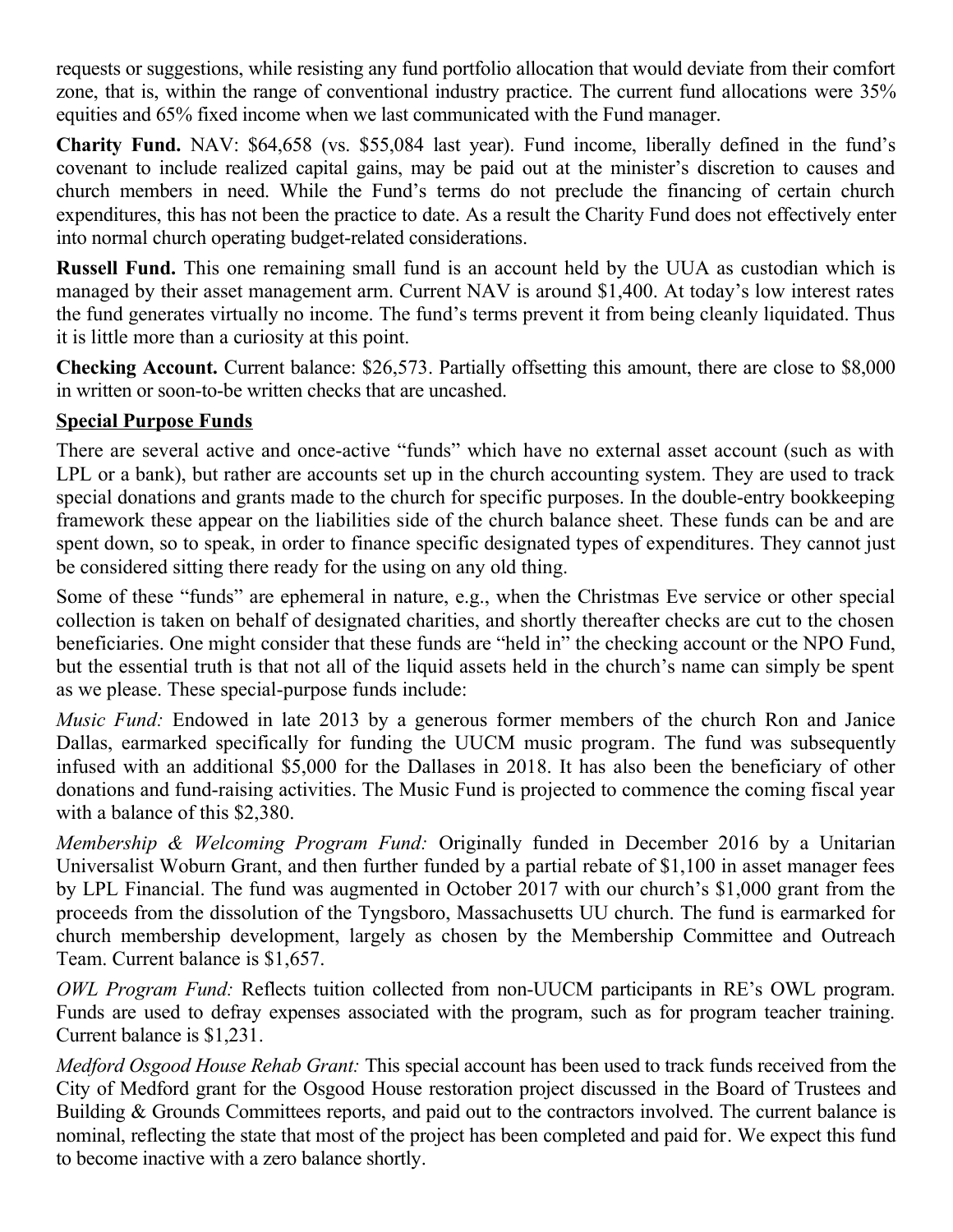requests or suggestions, while resisting any fund portfolio allocation that would deviate from their comfort zone, that is, within the range of conventional industry practice. The current fund allocations were 35% equities and 65% fixed income when we last communicated with the Fund manager.

**Charity Fund.** NAV: $64,658 (vs. $55,084 last year). Fund income, liberally defined in the fund's covenant to include realized capital gains, may be paid out at the minister's discretion to causes and church members in need. While the Fund's terms do not preclude the financing of certain church expenditures, this has not been the practice to date. As a result the Charity Fund does not effectively enter into normal church operating budget-related considerations.

**Russell Fund.** This one remaining small fund is an account held by the UUA as custodian which is managed by their asset management arm. Current NAV is around $1,400. At today's low interest rates the fund generates virtually no income. The fund's terms prevent it from being cleanly liquidated. Thus it is little more than a curiosity at this point.

**Checking Account.** Current balance: $26,573. Partially offsetting this amount, there are close to $8,000 in written or soon-to-be written checks that are uncashed.

**Special Purpose Funds**

There are several active and once-active "funds" which have no external asset account (such as with LPL or a bank), but rather are accounts set up in the church accounting system. They are used to track special donations and grants made to the church for specific purposes. In the double-entry bookkeeping framework these appear on the liabilities side of the church balance sheet. These funds can be and are spent down, so to speak, in order to finance specific designated types of expenditures. They cannot just be considered sitting there ready for the using on any old thing.

Some of these "funds" are ephemeral in nature, e.g., when the Christmas Eve service or other special collection is taken on behalf of designated charities, and shortly thereafter checks are cut to the chosen beneficiaries. One might consider that these funds are "held in" the checking account or the NPO Fund, but the essential truth is that not all of the liquid assets held in the church's name can simply be spent as we please. These special-purpose funds include:

*Music Fund:* Endowed in late 2013 by a generous former members of the church Ron and Janice Dallas, earmarked specifically for funding the UUCM music program. The fund was subsequently infused with an additional $5,000 for the Dallases in 2018. It has also been the beneficiary of other donations and fund-raising activities. The Music Fund is projected to commence the coming fiscal year with a balance of this $2,380.

*Membership & Welcoming Program Fund:* Originally funded in December 2016 by a Unitarian Universalist Woburn Grant, and then further funded by a partial rebate of $1,100 in asset manager fees by LPL Financial. The fund was augmented in October 2017 with our church's $1,000 grant from the proceeds from the dissolution of the Tyngsboro, Massachusetts UU church. The fund is earmarked for church membership development, largely as chosen by the Membership Committee and Outreach Team. Current balance is $1,657.

*OWL Program Fund:* Reflects tuition collected from non-UUCM participants in RE's OWL program. Funds are used to defray expenses associated with the program, such as for program teacher training. Current balance is $1,231.

*Medford Osgood House Rehab Grant:* This special account has been used to track funds received from the City of Medford grant for the Osgood House restoration project discussed in the Board of Trustees and Building & Grounds Committees reports, and paid out to the contractors involved. The current balance is nominal, reflecting the state that most of the project has been completed and paid for. We expect this fund to become inactive with a zero balance shortly.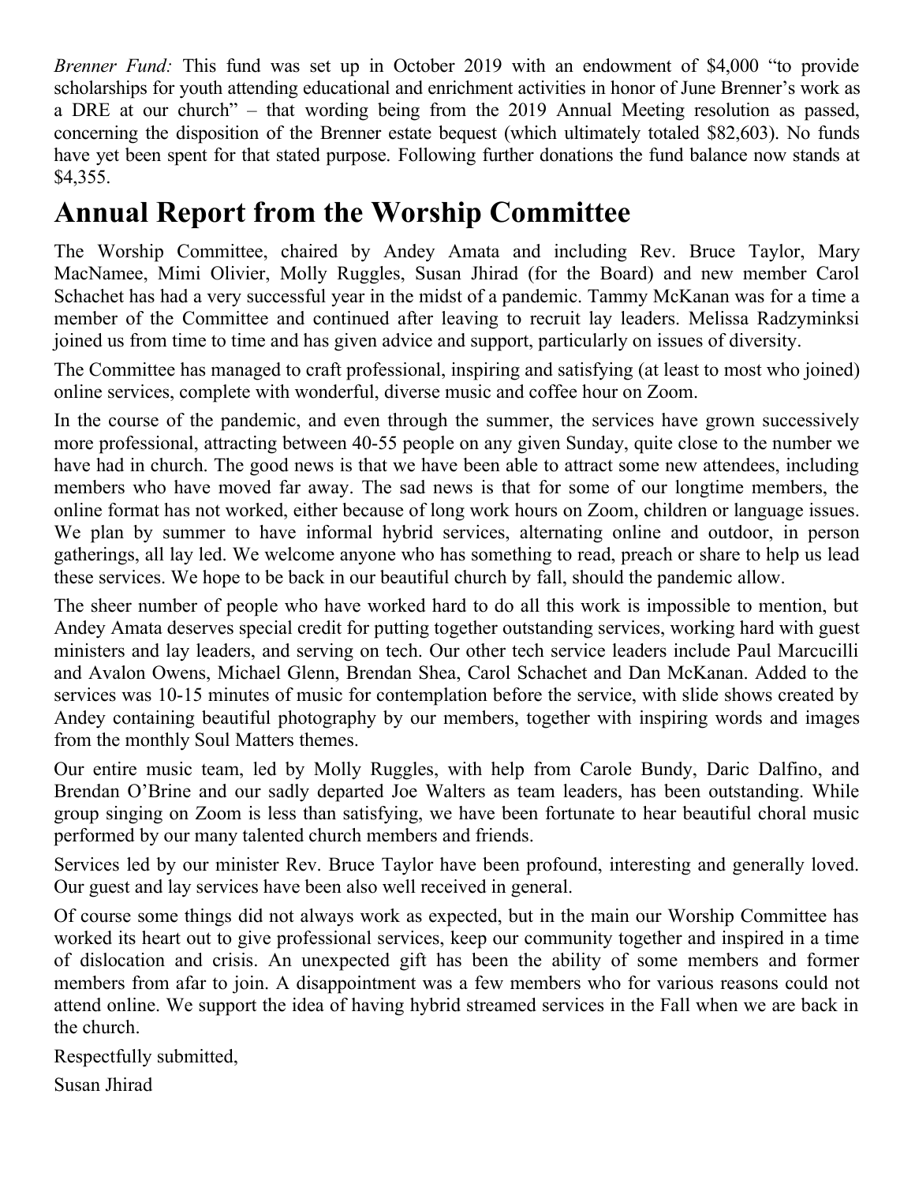*Brenner Fund:* This fund was set up in October 2019 with an endowment of $4,000 "to provide scholarships for youth attending educational and enrichment activities in honor of June Brenner's work as a DRE at our church" – that wording being from the 2019 Annual Meeting resolution as passed, concerning the disposition of the Brenner estate bequest (which ultimately totaled $82,603). No funds have yet been spent for that stated purpose. Following further donations the fund balance now stands at $4,355.

# Annual Report from the Worship Committee

The Worship Committee, chaired by Andey Amata and including Rev. Bruce Taylor, Mary MacNamee, Mimi Olivier, Molly Ruggles, Susan Jhirad (for the Board) and new member Carol Schachet has had a very successful year in the midst of a pandemic. Tammy McKanan was for a time a member of the Committee and continued after leaving to recruit lay leaders. Melissa Radzyminksi joined us from time to time and has given advice and support, particularly on issues of diversity.

The Committee has managed to craft professional, inspiring and satisfying (at least to most who joined) online services, complete with wonderful, diverse music and coffee hour on Zoom.

In the course of the pandemic, and even through the summer, the services have grown successively more professional, attracting between 40-55 people on any given Sunday, quite close to the number we have had in church. The good news is that we have been able to attract some new attendees, including members who have moved far away. The sad news is that for some of our longtime members, the online format has not worked, either because of long work hours on Zoom, children or language issues. We plan by summer to have informal hybrid services, alternating online and outdoor, in person gatherings, all lay led. We welcome anyone who has something to read, preach or share to help us lead these services. We hope to be back in our beautiful church by fall, should the pandemic allow.

The sheer number of people who have worked hard to do all this work is impossible to mention, but Andey Amata deserves special credit for putting together outstanding services, working hard with guest ministers and lay leaders, and serving on tech. Our other tech service leaders include Paul Marcucilli and Avalon Owens, Michael Glenn, Brendan Shea, Carol Schachet and Dan McKanan. Added to the services was 10-15 minutes of music for contemplation before the service, with slide shows created by Andey containing beautiful photography by our members, together with inspiring words and images from the monthly Soul Matters themes.

Our entire music team, led by Molly Ruggles, with help from Carole Bundy, Daric Dalfino, and Brendan O'Brine and our sadly departed Joe Walters as team leaders, has been outstanding. While group singing on Zoom is less than satisfying, we have been fortunate to hear beautiful choral music performed by our many talented church members and friends.

Services led by our minister Rev. Bruce Taylor have been profound, interesting and generally loved. Our guest and lay services have been also well received in general.

Of course some things did not always work as expected, but in the main our Worship Committee has worked its heart out to give professional services, keep our community together and inspired in a time of dislocation and crisis. An unexpected gift has been the ability of some members and former members from afar to join. A disappointment was a few members who for various reasons could not attend online. We support the idea of having hybrid streamed services in the Fall when we are back in the church.

Respectfully submitted,

Susan Jhirad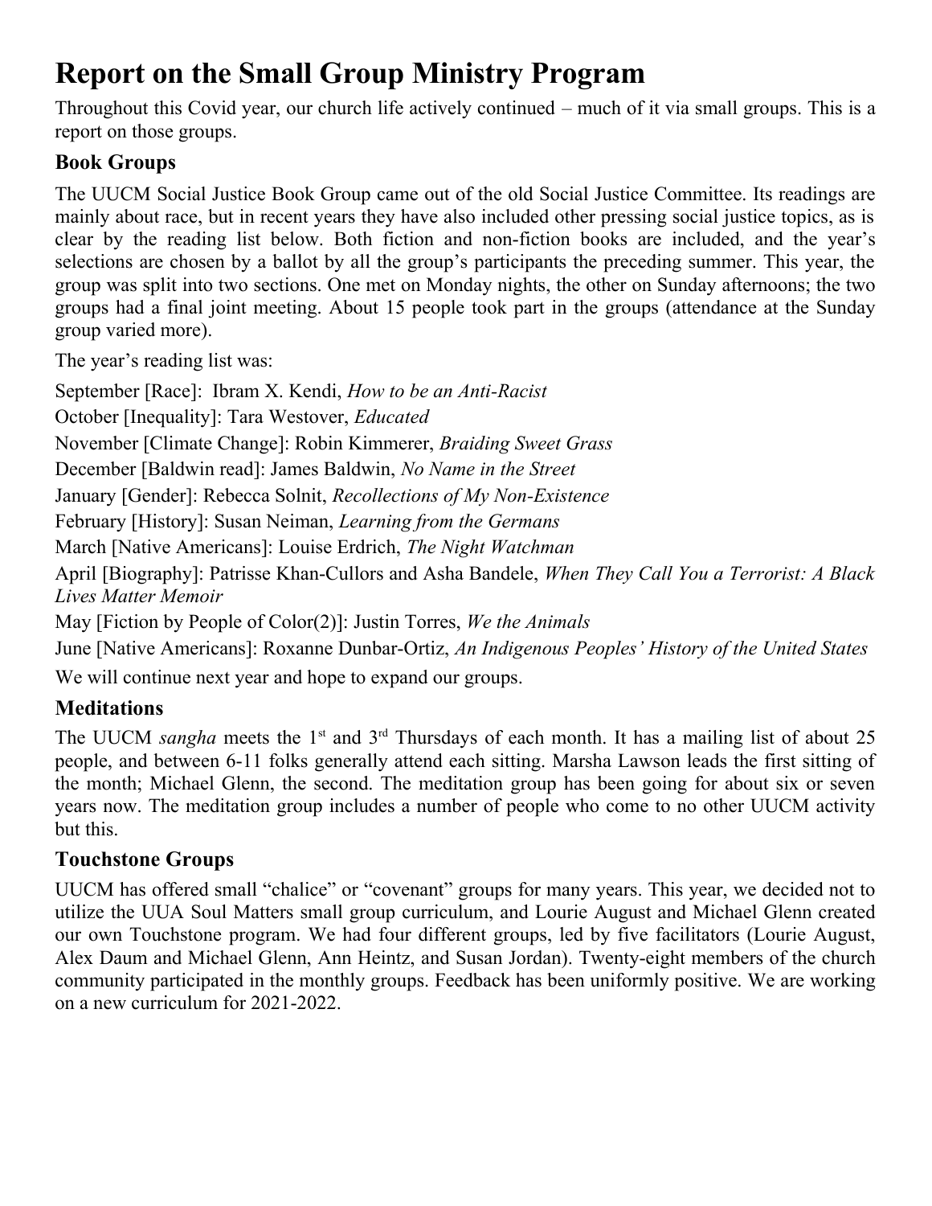# Report on the Small Group Ministry Program

Throughout this Covid year, our church life actively continued – much of it via small groups. This is a report on those groups.

## Book Groups

The UUCM Social Justice Book Group came out of the old Social Justice Committee. Its readings are mainly about race, but in recent years they have also included other pressing social justice topics, as is clear by the reading list below. Both fiction and non-fiction books are included, and the year's selections are chosen by a ballot by all the group's participants the preceding summer. This year, the group was split into two sections. One met on Monday nights, the other on Sunday afternoons; the two groups had a final joint meeting. About 15 people took part in the groups (attendance at the Sunday group varied more).

The year's reading list was:

September [Race]: Ibram X. Kendi, *How to be an Anti-Racist*

October [Inequality]: Tara Westover, *Educated*

November [Climate Change]: Robin Kimmerer, *Braiding Sweet Grass*

December [Baldwin read]: James Baldwin, *No Name in the Street*

January [Gender]: Rebecca Solnit, *Recollections of My Non-Existence*

February [History]: Susan Neiman, *Learning from the Germans*

March [Native Americans]: Louise Erdrich, *The Night Watchman*

April [Biography]: Patrisse Khan-Cullors and Asha Bandele, *When They Call You a Terrorist: A Black Lives Matter Memoir*

May [Fiction by People of Color(2)]: Justin Torres, *We the Animals*

June [Native Americans]: Roxanne Dunbar-Ortiz, *An Indigenous Peoples' History of the United States*

We will continue next year and hope to expand our groups.

## Meditations

The UUCM *sangha* meets the 1st and 3rd Thursdays of each month. It has a mailing list of about 25 people, and between 6-11 folks generally attend each sitting. Marsha Lawson leads the first sitting of the month; Michael Glenn, the second. The meditation group has been going for about six or seven years now. The meditation group includes a number of people who come to no other UUCM activity but this.

## Touchstone Groups

UUCM has offered small "chalice" or "covenant" groups for many years. This year, we decided not to utilize the UUA Soul Matters small group curriculum, and Lourie August and Michael Glenn created our own Touchstone program. We had four different groups, led by five facilitators (Lourie August, Alex Daum and Michael Glenn, Ann Heintz, and Susan Jordan). Twenty-eight members of the church community participated in the monthly groups. Feedback has been uniformly positive. We are working on a new curriculum for 2021-2022.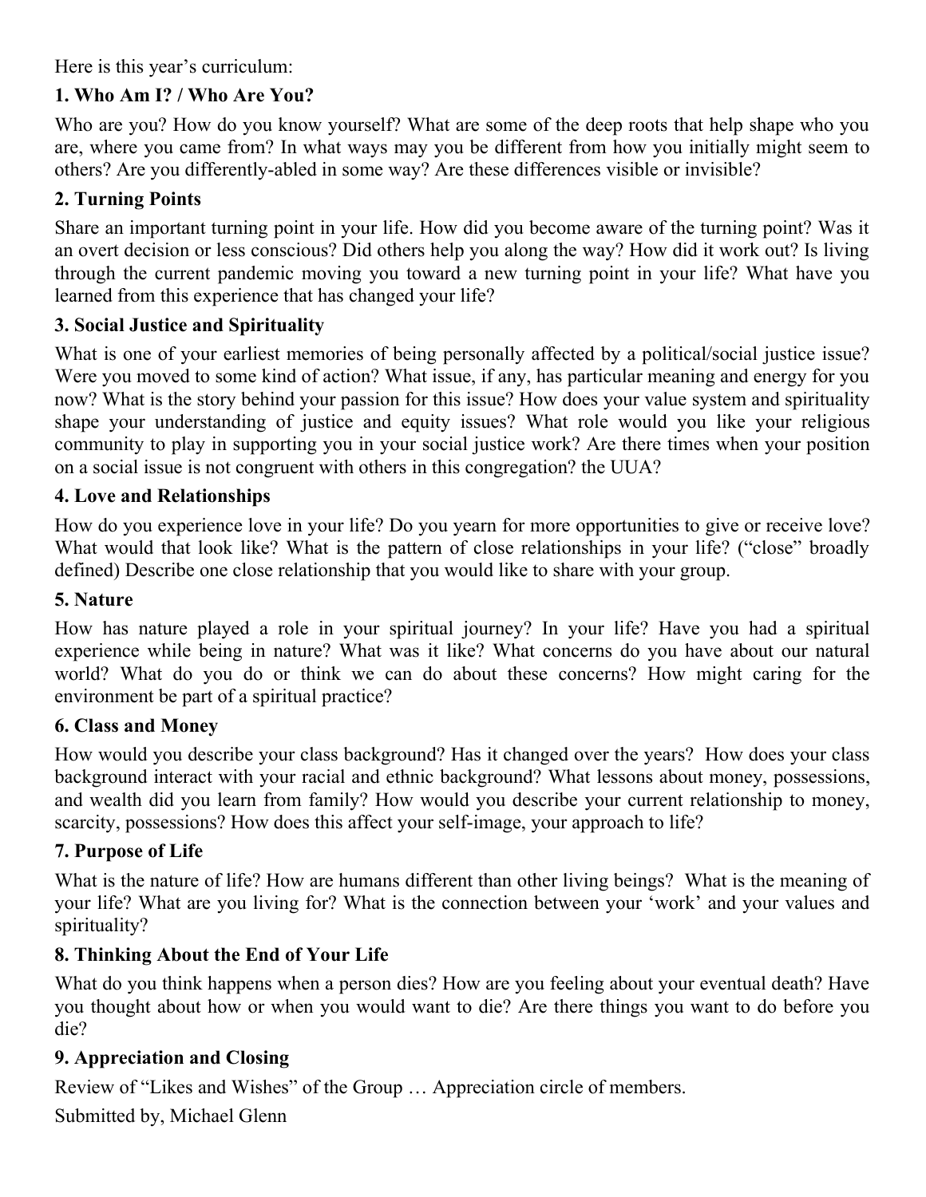Here is this year's curriculum:

### 1. Who Am I? / Who Are You?

Who are you? How do you know yourself? What are some of the deep roots that help shape who you are, where you came from? In what ways may you be different from how you initially might seem to others? Are you differently-abled in some way? Are these differences visible or invisible?

### 2. Turning Points

Share an important turning point in your life. How did you become aware of the turning point? Was it an overt decision or less conscious? Did others help you along the way? How did it work out? Is living through the current pandemic moving you toward a new turning point in your life? What have you learned from this experience that has changed your life?

### 3. Social Justice and Spirituality

What is one of your earliest memories of being personally affected by a political/social justice issue? Were you moved to some kind of action? What issue, if any, has particular meaning and energy for you now? What is the story behind your passion for this issue? How does your value system and spirituality shape your understanding of justice and equity issues? What role would you like your religious community to play in supporting you in your social justice work? Are there times when your position on a social issue is not congruent with others in this congregation? the UUA?

### 4. Love and Relationships

How do you experience love in your life? Do you yearn for more opportunities to give or receive love? What would that look like? What is the pattern of close relationships in your life? ("close" broadly defined) Describe one close relationship that you would like to share with your group.

### 5. Nature

How has nature played a role in your spiritual journey? In your life? Have you had a spiritual experience while being in nature? What was it like? What concerns do you have about our natural world? What do you do or think we can do about these concerns? How might caring for the environment be part of a spiritual practice?

### 6. Class and Money

How would you describe your class background? Has it changed over the years? How does your class background interact with your racial and ethnic background? What lessons about money, possessions, and wealth did you learn from family? How would you describe your current relationship to money, scarcity, possessions? How does this affect your self-image, your approach to life?

### 7. Purpose of Life

What is the nature of life? How are humans different than other living beings? What is the meaning of your life? What are you living for? What is the connection between your 'work' and your values and spirituality?

### 8. Thinking About the End of Your Life

What do you think happens when a person dies? How are you feeling about your eventual death? Have you thought about how or when you would want to die? Are there things you want to do before you die?

### 9. Appreciation and Closing

Review of "Likes and Wishes" of the Group … Appreciation circle of members.

Submitted by, Michael Glenn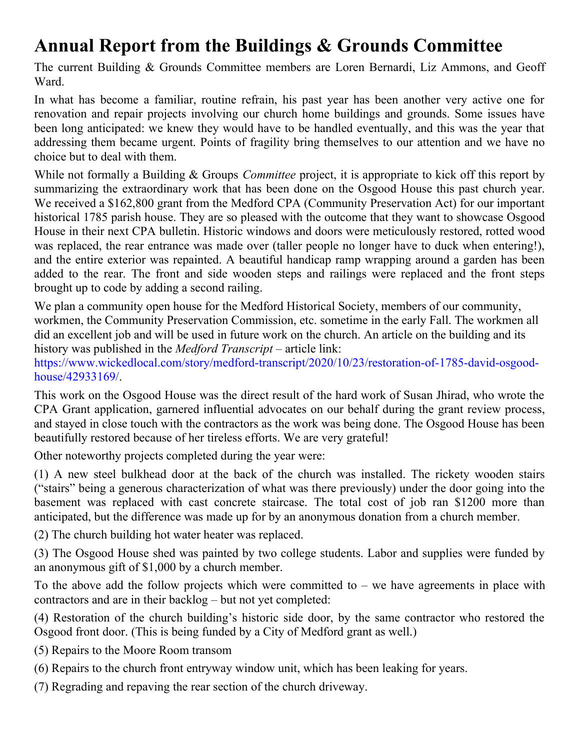# Annual Report from the Buildings & Grounds Committee

The current Building & Grounds Committee members are Loren Bernardi, Liz Ammons, and Geoff Ward.

In what has become a familiar, routine refrain, his past year has been another very active one for renovation and repair projects involving our church home buildings and grounds. Some issues have been long anticipated: we knew they would have to be handled eventually, and this was the year that addressing them became urgent. Points of fragility bring themselves to our attention and we have no choice but to deal with them.

While not formally a Building & Groups *Committee* project, it is appropriate to kick off this report by summarizing the extraordinary work that has been done on the Osgood House this past church year. We received a $162,800 grant from the Medford CPA (Community Preservation Act) for our important historical 1785 parish house. They are so pleased with the outcome that they want to showcase Osgood House in their next CPA bulletin. Historic windows and doors were meticulously restored, rotted wood was replaced, the rear entrance was made over (taller people no longer have to duck when entering!), and the entire exterior was repainted. A beautiful handicap ramp wrapping around a garden has been added to the rear. The front and side wooden steps and railings were replaced and the front steps brought up to code by adding a second railing.

We plan a community open house for the Medford Historical Society, members of our community, workmen, the Community Preservation Commission, etc. sometime in the early Fall. The workmen all did an excellent job and will be used in future work on the church. An article on the building and its history was published in the *Medford Transcript* – article link: https://www.wickedlocal.com/story/medford-transcript/2020/10/23/restoration-of-1785-david-osgood-house/42933169/.

This work on the Osgood House was the direct result of the hard work of Susan Jhirad, who wrote the CPA Grant application, garnered influential advocates on our behalf during the grant review process, and stayed in close touch with the contractors as the work was being done. The Osgood House has been beautifully restored because of her tireless efforts. We are very grateful!

Other noteworthy projects completed during the year were:

(1) A new steel bulkhead door at the back of the church was installed. The rickety wooden stairs ("stairs" being a generous characterization of what was there previously) under the door going into the basement was replaced with cast concrete staircase. The total cost of job ran $1200 more than anticipated, but the difference was made up for by an anonymous donation from a church member.

(2) The church building hot water heater was replaced.

(3) The Osgood House shed was painted by two college students. Labor and supplies were funded by an anonymous gift of $1,000 by a church member.

To the above add the follow projects which were committed to – we have agreements in place with contractors and are in their backlog – but not yet completed:

(4) Restoration of the church building's historic side door, by the same contractor who restored the Osgood front door. (This is being funded by a City of Medford grant as well.)

(5) Repairs to the Moore Room transom

(6) Repairs to the church front entryway window unit, which has been leaking for years.

(7) Regrading and repaving the rear section of the church driveway.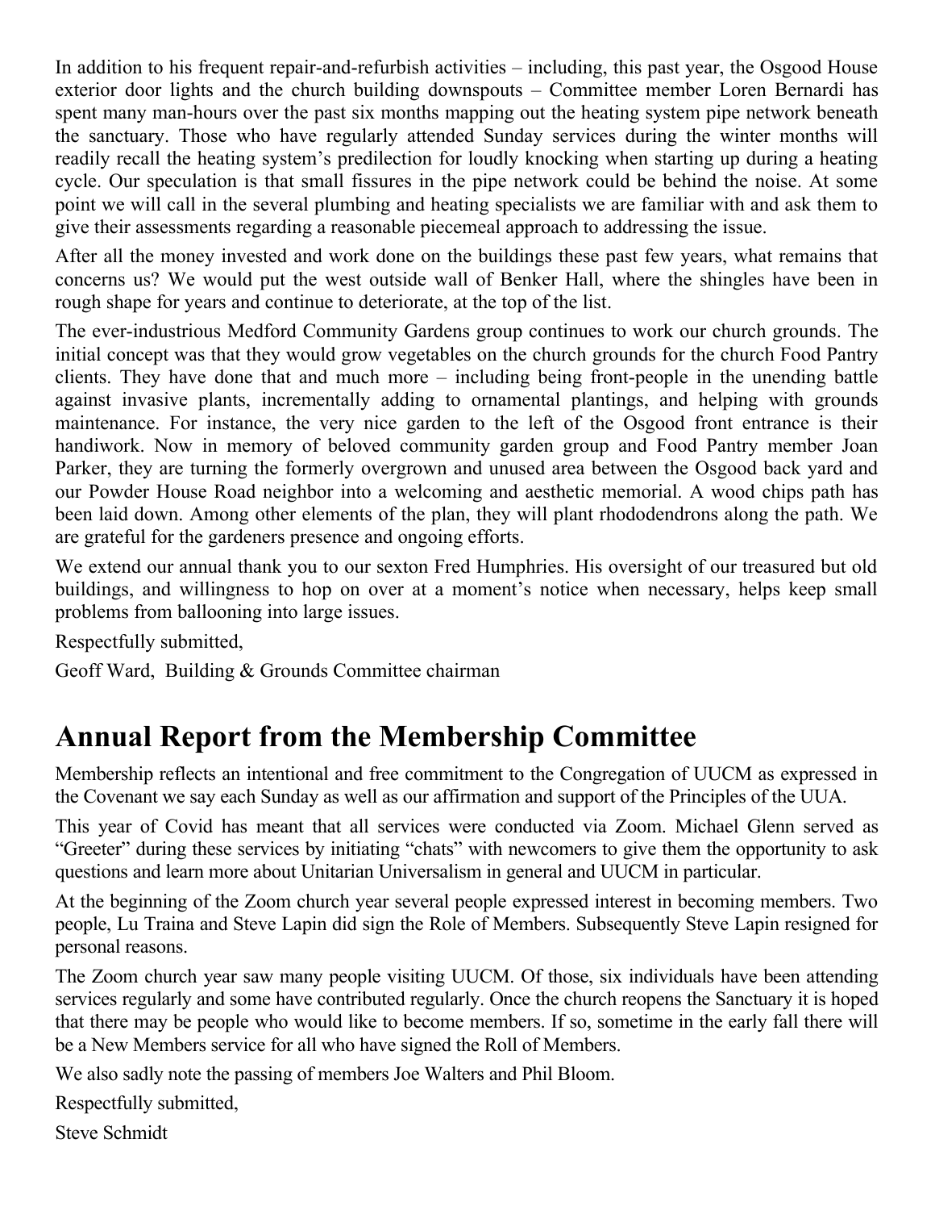In addition to his frequent repair-and-refurbish activities – including, this past year, the Osgood House exterior door lights and the church building downspouts – Committee member Loren Bernardi has spent many man-hours over the past six months mapping out the heating system pipe network beneath the sanctuary. Those who have regularly attended Sunday services during the winter months will readily recall the heating system's predilection for loudly knocking when starting up during a heating cycle. Our speculation is that small fissures in the pipe network could be behind the noise. At some point we will call in the several plumbing and heating specialists we are familiar with and ask them to give their assessments regarding a reasonable piecemeal approach to addressing the issue.

After all the money invested and work done on the buildings these past few years, what remains that concerns us? We would put the west outside wall of Benker Hall, where the shingles have been in rough shape for years and continue to deteriorate, at the top of the list.

The ever-industrious Medford Community Gardens group continues to work our church grounds. The initial concept was that they would grow vegetables on the church grounds for the church Food Pantry clients. They have done that and much more – including being front-people in the unending battle against invasive plants, incrementally adding to ornamental plantings, and helping with grounds maintenance. For instance, the very nice garden to the left of the Osgood front entrance is their handiwork. Now in memory of beloved community garden group and Food Pantry member Joan Parker, they are turning the formerly overgrown and unused area between the Osgood back yard and our Powder House Road neighbor into a welcoming and aesthetic memorial. A wood chips path has been laid down. Among other elements of the plan, they will plant rhododendrons along the path. We are grateful for the gardeners presence and ongoing efforts.

We extend our annual thank you to our sexton Fred Humphries. His oversight of our treasured but old buildings, and willingness to hop on over at a moment's notice when necessary, helps keep small problems from ballooning into large issues.

Respectfully submitted,

Geoff Ward, Building & Grounds Committee chairman

# Annual Report from the Membership Committee

Membership reflects an intentional and free commitment to the Congregation of UUCM as expressed in the Covenant we say each Sunday as well as our affirmation and support of the Principles of the UUA.

This year of Covid has meant that all services were conducted via Zoom. Michael Glenn served as "Greeter" during these services by initiating "chats" with newcomers to give them the opportunity to ask questions and learn more about Unitarian Universalism in general and UUCM in particular.

At the beginning of the Zoom church year several people expressed interest in becoming members. Two people, Lu Traina and Steve Lapin did sign the Role of Members. Subsequently Steve Lapin resigned for personal reasons.

The Zoom church year saw many people visiting UUCM. Of those, six individuals have been attending services regularly and some have contributed regularly. Once the church reopens the Sanctuary it is hoped that there may be people who would like to become members. If so, sometime in the early fall there will be a New Members service for all who have signed the Roll of Members.

We also sadly note the passing of members Joe Walters and Phil Bloom.

Respectfully submitted,

Steve Schmidt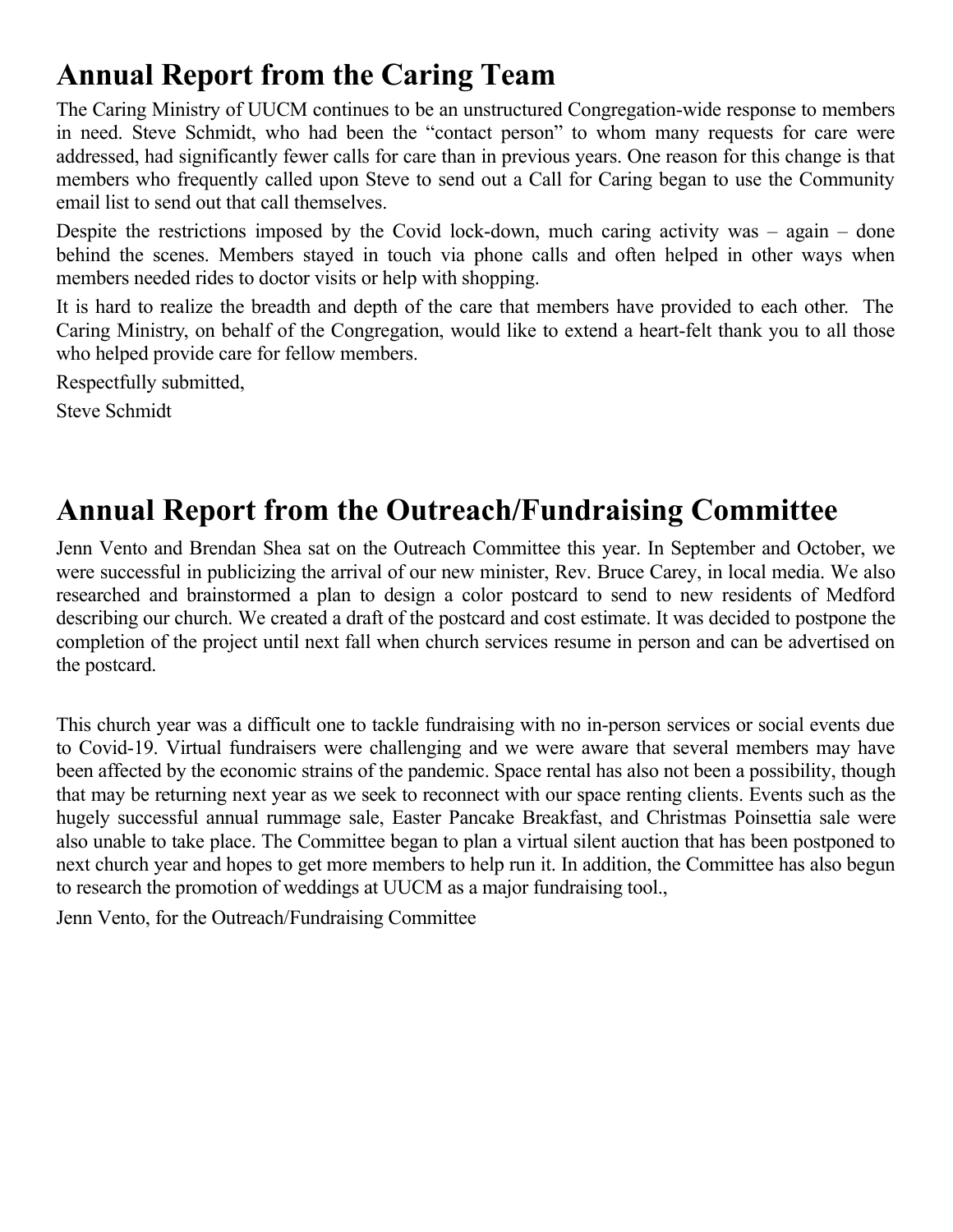# Annual Report from the Caring Team

The Caring Ministry of UUCM continues to be an unstructured Congregation-wide response to members in need. Steve Schmidt, who had been the "contact person" to whom many requests for care were addressed, had significantly fewer calls for care than in previous years. One reason for this change is that members who frequently called upon Steve to send out a Call for Caring began to use the Community email list to send out that call themselves.

Despite the restrictions imposed by the Covid lock-down, much caring activity was – again – done behind the scenes. Members stayed in touch via phone calls and often helped in other ways when members needed rides to doctor visits or help with shopping.

It is hard to realize the breadth and depth of the care that members have provided to each other. The Caring Ministry, on behalf of the Congregation, would like to extend a heart-felt thank you to all those who helped provide care for fellow members.

Respectfully submitted,

Steve Schmidt

# Annual Report from the Outreach/Fundraising Committee

Jenn Vento and Brendan Shea sat on the Outreach Committee this year. In September and October, we were successful in publicizing the arrival of our new minister, Rev. Bruce Carey, in local media. We also researched and brainstormed a plan to design a color postcard to send to new residents of Medford describing our church. We created a draft of the postcard and cost estimate. It was decided to postpone the completion of the project until next fall when church services resume in person and can be advertised on the postcard.

This church year was a difficult one to tackle fundraising with no in-person services or social events due to Covid-19. Virtual fundraisers were challenging and we were aware that several members may have been affected by the economic strains of the pandemic. Space rental has also not been a possibility, though that may be returning next year as we seek to reconnect with our space renting clients. Events such as the hugely successful annual rummage sale, Easter Pancake Breakfast, and Christmas Poinsettia sale were also unable to take place. The Committee began to plan a virtual silent auction that has been postponed to next church year and hopes to get more members to help run it. In addition, the Committee has also begun to research the promotion of weddings at UUCM as a major fundraising tool.,

Jenn Vento, for the Outreach/Fundraising Committee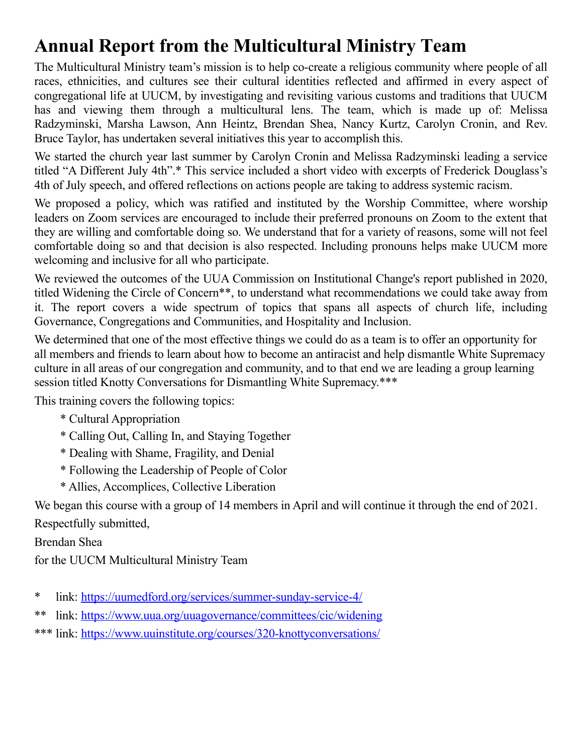# Annual Report from the Multicultural Ministry Team

The Multicultural Ministry team's mission is to help co-create a religious community where people of all races, ethnicities, and cultures see their cultural identities reflected and affirmed in every aspect of congregational life at UUCM, by investigating and revisiting various customs and traditions that UUCM has and viewing them through a multicultural lens. The team, which is made up of: Melissa Radzyminski, Marsha Lawson, Ann Heintz, Brendan Shea, Nancy Kurtz, Carolyn Cronin, and Rev. Bruce Taylor, has undertaken several initiatives this year to accomplish this.

We started the church year last summer by Carolyn Cronin and Melissa Radzyminski leading a service titled "A Different July 4th".* This service included a short video with excerpts of Frederick Douglass's 4th of July speech, and offered reflections on actions people are taking to address systemic racism.

We proposed a policy, which was ratified and instituted by the Worship Committee, where worship leaders on Zoom services are encouraged to include their preferred pronouns on Zoom to the extent that they are willing and comfortable doing so. We understand that for a variety of reasons, some will not feel comfortable doing so and that decision is also respected. Including pronouns helps make UUCM more welcoming and inclusive for all who participate.

We reviewed the outcomes of the UUA Commission on Institutional Change's report published in 2020, titled Widening the Circle of Concern**, to understand what recommendations we could take away from it. The report covers a wide spectrum of topics that spans all aspects of church life, including Governance, Congregations and Communities, and Hospitality and Inclusion.

We determined that one of the most effective things we could do as a team is to offer an opportunity for all members and friends to learn about how to become an antiracist and help dismantle White Supremacy culture in all areas of our congregation and community, and to that end we are leading a group learning session titled Knotty Conversations for Dismantling White Supremacy.***

This training covers the following topics:

- Cultural Appropriation
- Calling Out, Calling In, and Staying Together
- Dealing with Shame, Fragility, and Denial
- Following the Leadership of People of Color
- Allies, Accomplices, Collective Liberation

We began this course with a group of 14 members in April and will continue it through the end of 2021.

Respectfully submitted,

Brendan Shea

for the UUCM Multicultural Ministry Team

\* link: https://uumedford.org/services/summer-sunday-service-4/

** link: https://www.uua.org/uuagovernance/committees/cic/widening

*** link: https://www.uuinstitute.org/courses/320-knottyconversations/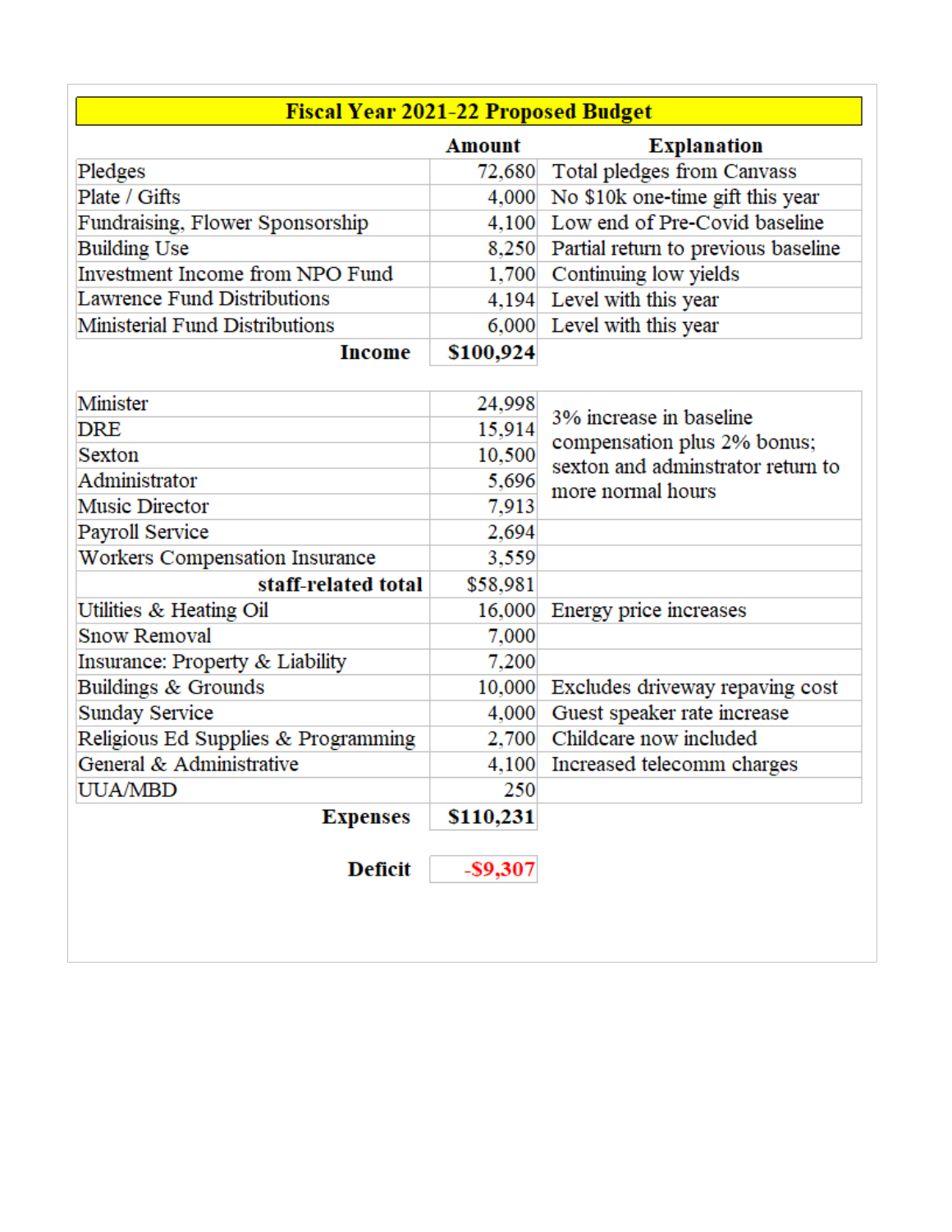## Fiscal Year 2021-22 Proposed Budget

| | Amount | Explanation |
|---|---|---|
| Pledges | 72,680 | Total pledges from Canvass |
| Plate / Gifts | 4,000 | No $10k one-time gift this year |
| Fundraising, Flower Sponsorship | 4,100 | Low end of Pre-Covid baseline |
| Building Use | 8,250 | Partial return to previous baseline |
| Investment Income from NPO Fund | 1,700 | Continuing low yields |
| Lawrence Fund Distributions | 4,194 | Level with this year |
| Ministerial Fund Distributions | 6,000 | Level with this year |
| **Income** | **$100,924** | |
| | | |
| Minister | 24,998 | 3% increase in baseline compensation plus 2% bonus; sexton and adminstrator return to more normal hours |
| DRE | 15,914 | |
| Sexton | 10,500 | |
| Administrator | 5,696 | |
| Music Director | 7,913 | |
| Payroll Service | 2,694 | |
| Workers Compensation Insurance | 3,559 | |
| **staff-related total** | $58,981 | |
| Utilities & Heating Oil | 16,000 | Energy price increases |
| Snow Removal | 7,000 | |
| Insurance: Property & Liability | 7,200 | |
| Buildings & Grounds | 10,000 | Excludes driveway repaving cost |
| Sunday Service | 4,000 | Guest speaker rate increase |
| Religious Ed Supplies & Programming | 2,700 | Childcare now included |
| General & Administrative | 4,100 | Increased telecomm charges |
| UUA/MBD | 250 | |
| **Expenses** | **$110,231** | |
| | | |
| **Deficit** | **-$9,307** | |